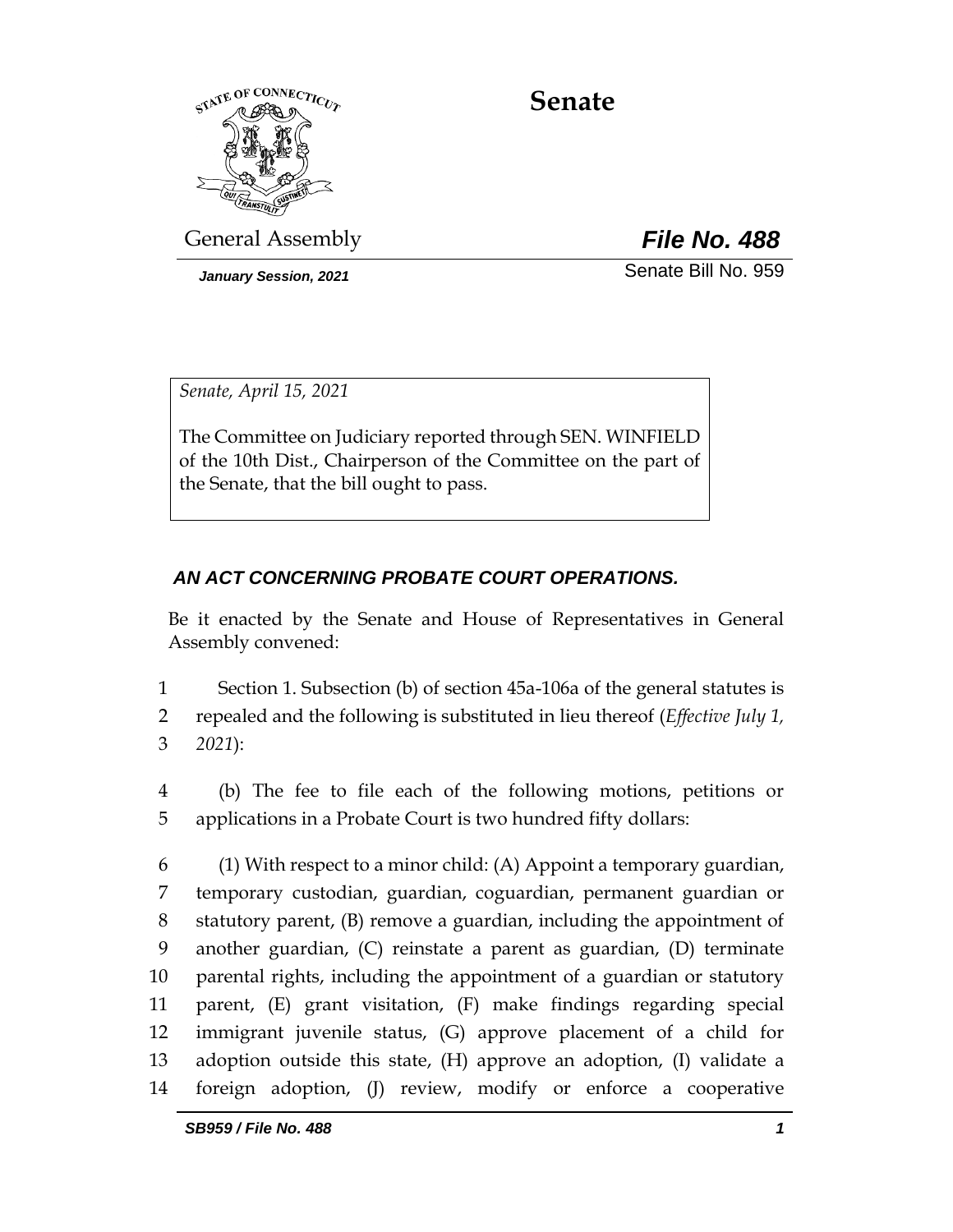# Senate

General Assembly **File No. 488**

*January Session, 2021* Senate Bill No. 959

*Senate, April 15, 2021*

The Committee on Judiciary reported through SEN. WINFIELD of the 10th Dist., Chairperson of the Committee on the part of the Senate, that the bill ought to pass.

***AN ACT CONCERNING PROBATE COURT OPERATIONS.***

Be it enacted by the Senate and House of Representatives in General Assembly convened:

1 Section 1. Subsection (b) of section 45a-106a of the general statutes is
2 repealed and the following is substituted in lieu thereof (*Effective July 1,*
3 *2021*):

4 (b) The fee to file each of the following motions, petitions or
5 applications in a Probate Court is two hundred fifty dollars:

6 (1) With respect to a minor child: (A) Appoint a temporary guardian,
7 temporary custodian, guardian, coguardian, permanent guardian or
8 statutory parent, (B) remove a guardian, including the appointment of
9 another guardian, (C) reinstate a parent as guardian, (D) terminate
10 parental rights, including the appointment of a guardian or statutory
11 parent, (E) grant visitation, (F) make findings regarding special
12 immigrant juvenile status, (G) approve placement of a child for
13 adoption outside this state, (H) approve an adoption, (I) validate a
14 foreign adoption, (J) review, modify or enforce a cooperative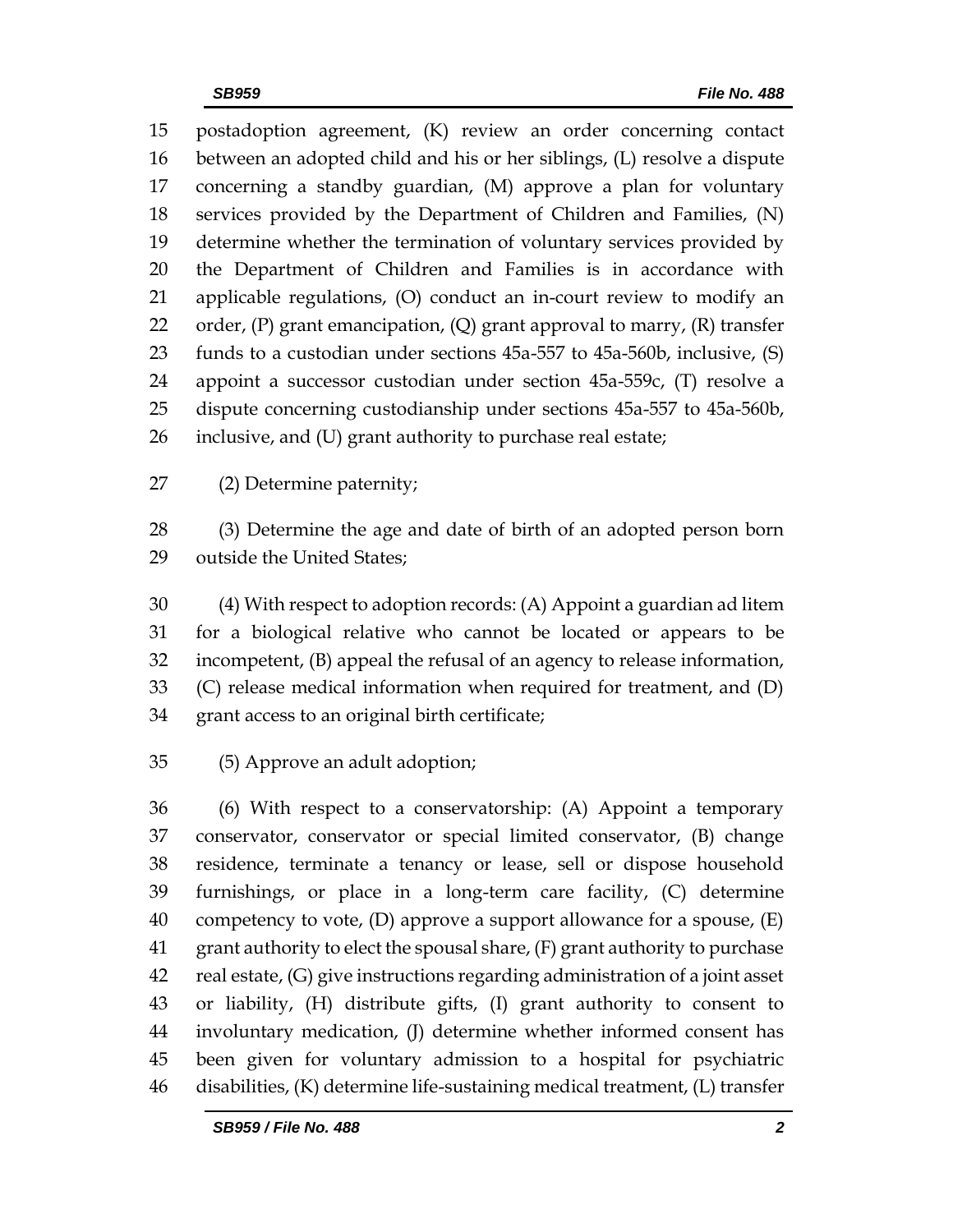postadoption agreement, (K) review an order concerning contact between an adopted child and his or her siblings, (L) resolve a dispute concerning a standby guardian, (M) approve a plan for voluntary services provided by the Department of Children and Families, (N) determine whether the termination of voluntary services provided by the Department of Children and Families is in accordance with applicable regulations, (O) conduct an in-court review to modify an order, (P) grant emancipation, (Q) grant approval to marry, (R) transfer funds to a custodian under sections 45a-557 to 45a-560b, inclusive, (S) appoint a successor custodian under section 45a-559c, (T) resolve a dispute concerning custodianship under sections 45a-557 to 45a-560b, inclusive, and (U) grant authority to purchase real estate;

(2) Determine paternity;

(3) Determine the age and date of birth of an adopted person born outside the United States;

(4) With respect to adoption records: (A) Appoint a guardian ad litem for a biological relative who cannot be located or appears to be incompetent, (B) appeal the refusal of an agency to release information, (C) release medical information when required for treatment, and (D) grant access to an original birth certificate;

(5) Approve an adult adoption;

(6) With respect to a conservatorship: (A) Appoint a temporary conservator, conservator or special limited conservator, (B) change residence, terminate a tenancy or lease, sell or dispose household furnishings, or place in a long-term care facility, (C) determine competency to vote, (D) approve a support allowance for a spouse, (E) grant authority to elect the spousal share, (F) grant authority to purchase real estate, (G) give instructions regarding administration of a joint asset or liability, (H) distribute gifts, (I) grant authority to consent to involuntary medication, (J) determine whether informed consent has been given for voluntary admission to a hospital for psychiatric disabilities, (K) determine life-sustaining medical treatment, (L) transfer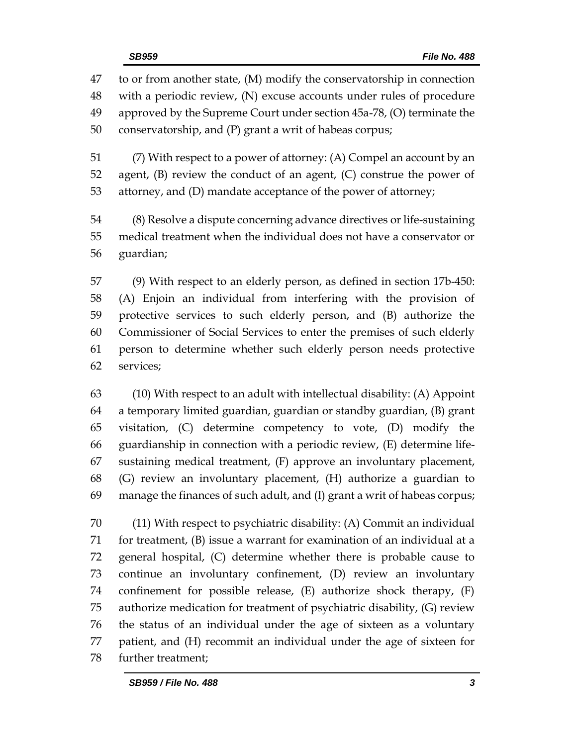to or from another state, (M) modify the conservatorship in connection with a periodic review, (N) excuse accounts under rules of procedure approved by the Supreme Court under section 45a-78, (O) terminate the conservatorship, and (P) grant a writ of habeas corpus;

(7) With respect to a power of attorney: (A) Compel an account by an agent, (B) review the conduct of an agent, (C) construe the power of attorney, and (D) mandate acceptance of the power of attorney;

(8) Resolve a dispute concerning advance directives or life-sustaining medical treatment when the individual does not have a conservator or guardian;

(9) With respect to an elderly person, as defined in section 17b-450: (A) Enjoin an individual from interfering with the provision of protective services to such elderly person, and (B) authorize the Commissioner of Social Services to enter the premises of such elderly person to determine whether such elderly person needs protective services;

(10) With respect to an adult with intellectual disability: (A) Appoint a temporary limited guardian, guardian or standby guardian, (B) grant visitation, (C) determine competency to vote, (D) modify the guardianship in connection with a periodic review, (E) determine life-sustaining medical treatment, (F) approve an involuntary placement, (G) review an involuntary placement, (H) authorize a guardian to manage the finances of such adult, and (I) grant a writ of habeas corpus;

(11) With respect to psychiatric disability: (A) Commit an individual for treatment, (B) issue a warrant for examination of an individual at a general hospital, (C) determine whether there is probable cause to continue an involuntary confinement, (D) review an involuntary confinement for possible release, (E) authorize shock therapy, (F) authorize medication for treatment of psychiatric disability, (G) review the status of an individual under the age of sixteen as a voluntary patient, and (H) recommit an individual under the age of sixteen for further treatment;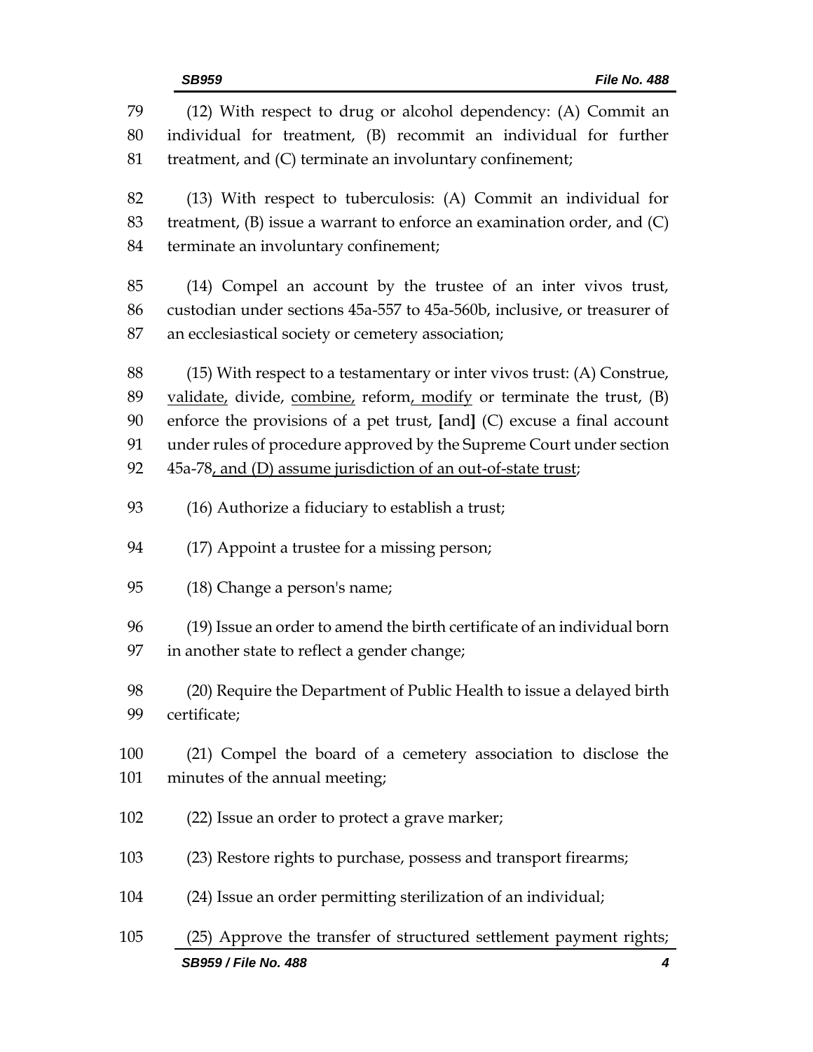(12) With respect to drug or alcohol dependency: (A) Commit an individual for treatment, (B) recommit an individual for further treatment, and (C) terminate an involuntary confinement;

(13) With respect to tuberculosis: (A) Commit an individual for treatment, (B) issue a warrant to enforce an examination order, and (C) terminate an involuntary confinement;

(14) Compel an account by the trustee of an inter vivos trust, custodian under sections 45a-557 to 45a-560b, inclusive, or treasurer of an ecclesiastical society or cemetery association;

(15) With respect to a testamentary or inter vivos trust: (A) Construe, <u>validate,</u> divide, <u>combine,</u> reform<u>, modify</u> or terminate the trust, (B) enforce the provisions of a pet trust, **[**and**]** (C) excuse a final account under rules of procedure approved by the Supreme Court under section 45a-78<u>, and (D) assume jurisdiction of an out-of-state trust</u>;

(16) Authorize a fiduciary to establish a trust;

(17) Appoint a trustee for a missing person;

(18) Change a person's name;

(19) Issue an order to amend the birth certificate of an individual born in another state to reflect a gender change;

(20) Require the Department of Public Health to issue a delayed birth certificate;

(21) Compel the board of a cemetery association to disclose the minutes of the annual meeting;

(22) Issue an order to protect a grave marker;

(23) Restore rights to purchase, possess and transport firearms;

(24) Issue an order permitting sterilization of an individual;

(25) Approve the transfer of structured settlement payment rights;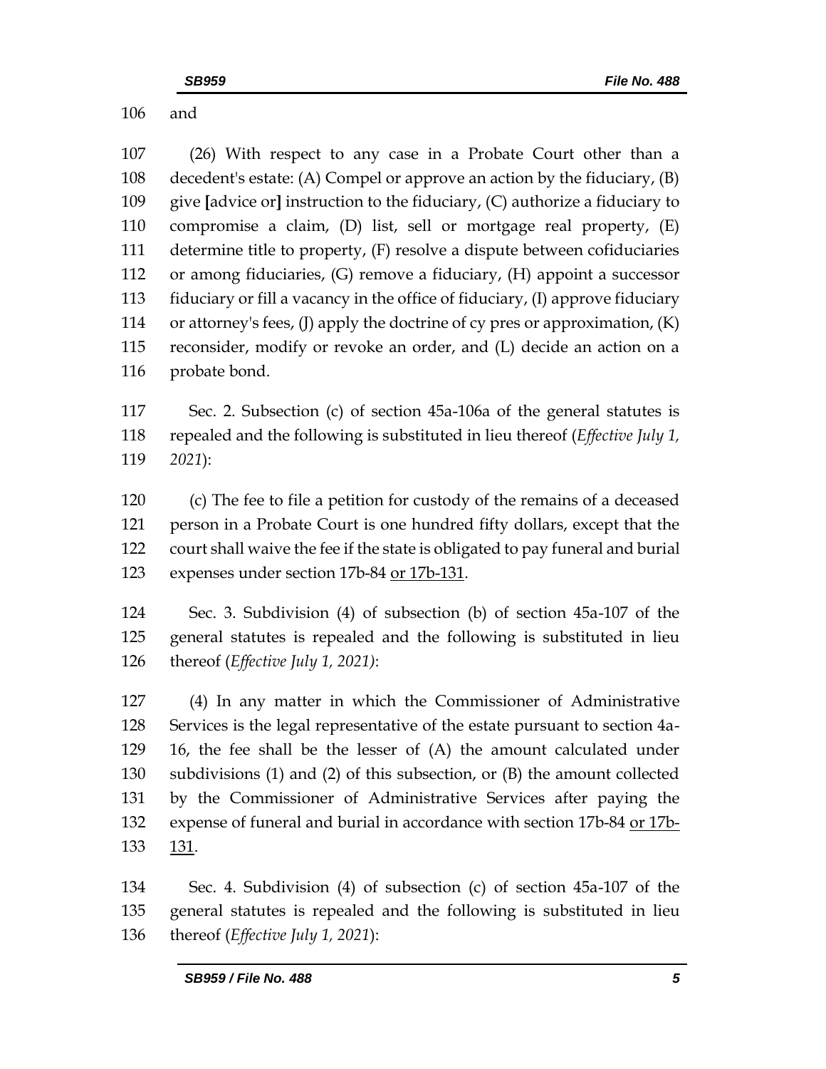106 and

107 (26) With respect to any case in a Probate Court other than a
108 decedent's estate: (A) Compel or approve an action by the fiduciary, (B)
109 give **[**advice or**]** instruction to the fiduciary, (C) authorize a fiduciary to
110 compromise a claim, (D) list, sell or mortgage real property, (E)
111 determine title to property, (F) resolve a dispute between cofiduciaries
112 or among fiduciaries, (G) remove a fiduciary, (H) appoint a successor
113 fiduciary or fill a vacancy in the office of fiduciary, (I) approve fiduciary
114 or attorney's fees, (J) apply the doctrine of cy pres or approximation, (K)
115 reconsider, modify or revoke an order, and (L) decide an action on a
116 probate bond.

117 Sec. 2. Subsection (c) of section 45a-106a of the general statutes is
118 repealed and the following is substituted in lieu thereof (*Effective July 1,*
119 *2021*):

120 (c) The fee to file a petition for custody of the remains of a deceased
121 person in a Probate Court is one hundred fifty dollars, except that the
122 court shall waive the fee if the state is obligated to pay funeral and burial
123 expenses under section 17b-84 <u>or 17b-131</u>.

124 Sec. 3. Subdivision (4) of subsection (b) of section 45a-107 of the
125 general statutes is repealed and the following is substituted in lieu
126 thereof (*Effective July 1, 2021)*:

127 (4) In any matter in which the Commissioner of Administrative
128 Services is the legal representative of the estate pursuant to section 4a-
129 16, the fee shall be the lesser of (A) the amount calculated under
130 subdivisions (1) and (2) of this subsection, or (B) the amount collected
131 by the Commissioner of Administrative Services after paying the
132 expense of funeral and burial in accordance with section 17b-84 <u>or 17b-</u>
133 <u>131</u>.

134 Sec. 4. Subdivision (4) of subsection (c) of section 45a-107 of the
135 general statutes is repealed and the following is substituted in lieu
136 thereof (*Effective July 1, 2021*):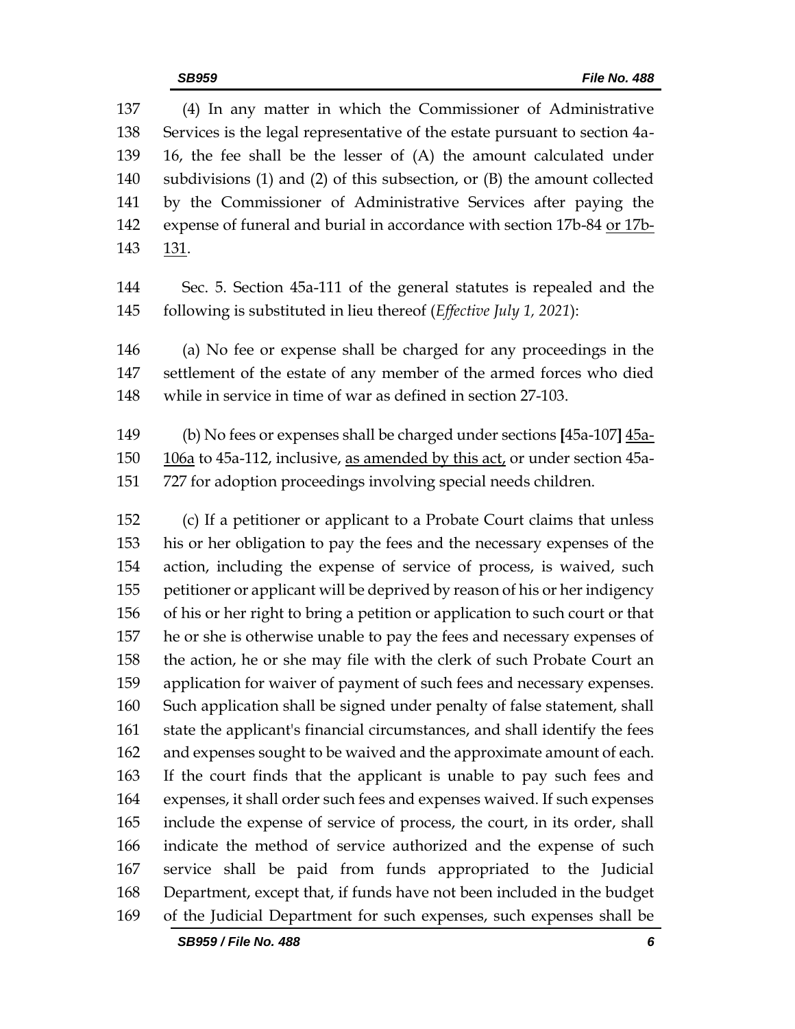137 (4) In any matter in which the Commissioner of Administrative
138 Services is the legal representative of the estate pursuant to section 4a-
139 16, the fee shall be the lesser of (A) the amount calculated under
140 subdivisions (1) and (2) of this subsection, or (B) the amount collected
141 by the Commissioner of Administrative Services after paying the
142 expense of funeral and burial in accordance with section 17b-84 <u>or 17b-</u>
143 <u>131</u>.

144 Sec. 5. Section 45a-111 of the general statutes is repealed and the
145 following is substituted in lieu thereof (*Effective July 1, 2021*):

146 (a) No fee or expense shall be charged for any proceedings in the
147 settlement of the estate of any member of the armed forces who died
148 while in service in time of war as defined in section 27-103.

149 (b) No fees or expenses shall be charged under sections **[**45a-107**]** <u>45a-</u>
150 <u>106a</u> to 45a-112, inclusive, <u>as amended by this act,</u> or under section 45a-
151 727 for adoption proceedings involving special needs children.

152 (c) If a petitioner or applicant to a Probate Court claims that unless
153 his or her obligation to pay the fees and the necessary expenses of the
154 action, including the expense of service of process, is waived, such
155 petitioner or applicant will be deprived by reason of his or her indigency
156 of his or her right to bring a petition or application to such court or that
157 he or she is otherwise unable to pay the fees and necessary expenses of
158 the action, he or she may file with the clerk of such Probate Court an
159 application for waiver of payment of such fees and necessary expenses.
160 Such application shall be signed under penalty of false statement, shall
161 state the applicant's financial circumstances, and shall identify the fees
162 and expenses sought to be waived and the approximate amount of each.
163 If the court finds that the applicant is unable to pay such fees and
164 expenses, it shall order such fees and expenses waived. If such expenses
165 include the expense of service of process, the court, in its order, shall
166 indicate the method of service authorized and the expense of such
167 service shall be paid from funds appropriated to the Judicial
168 Department, except that, if funds have not been included in the budget
169 of the Judicial Department for such expenses, such expenses shall be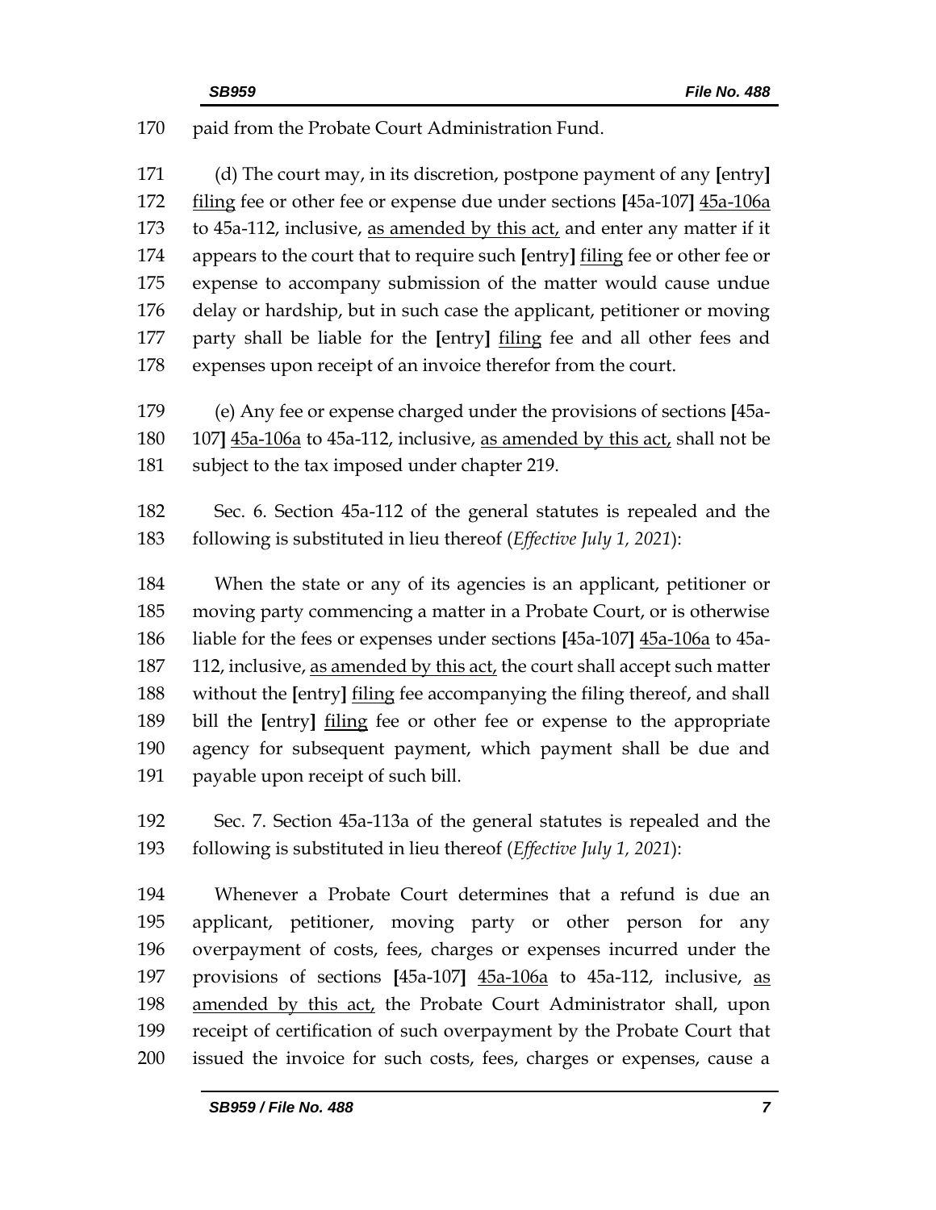170 paid from the Probate Court Administration Fund.

171 (d) The court may, in its discretion, postpone payment of any [entry] 172 filing fee or other fee or expense due under sections [45a-107] 45a-106a 173 to 45a-112, inclusive, as amended by this act, and enter any matter if it 174 appears to the court that to require such [entry] filing fee or other fee or 175 expense to accompany submission of the matter would cause undue 176 delay or hardship, but in such case the applicant, petitioner or moving 177 party shall be liable for the [entry] filing fee and all other fees and 178 expenses upon receipt of an invoice therefor from the court.

179 (e) Any fee or expense charged under the provisions of sections [45a-180 107] 45a-106a to 45a-112, inclusive, as amended by this act, shall not be 181 subject to the tax imposed under chapter 219.

182 Sec. 6. Section 45a-112 of the general statutes is repealed and the 183 following is substituted in lieu thereof (*Effective July 1, 2021*):

184 When the state or any of its agencies is an applicant, petitioner or 185 moving party commencing a matter in a Probate Court, or is otherwise 186 liable for the fees or expenses under sections [45a-107] 45a-106a to 45a-187 112, inclusive, as amended by this act, the court shall accept such matter 188 without the [entry] filing fee accompanying the filing thereof, and shall 189 bill the [entry] filing fee or other fee or expense to the appropriate 190 agency for subsequent payment, which payment shall be due and 191 payable upon receipt of such bill.

192 Sec. 7. Section 45a-113a of the general statutes is repealed and the 193 following is substituted in lieu thereof (*Effective July 1, 2021*):

194 Whenever a Probate Court determines that a refund is due an 195 applicant, petitioner, moving party or other person for any 196 overpayment of costs, fees, charges or expenses incurred under the 197 provisions of sections [45a-107] 45a-106a to 45a-112, inclusive, as 198 amended by this act, the Probate Court Administrator shall, upon 199 receipt of certification of such overpayment by the Probate Court that 200 issued the invoice for such costs, fees, charges or expenses, cause a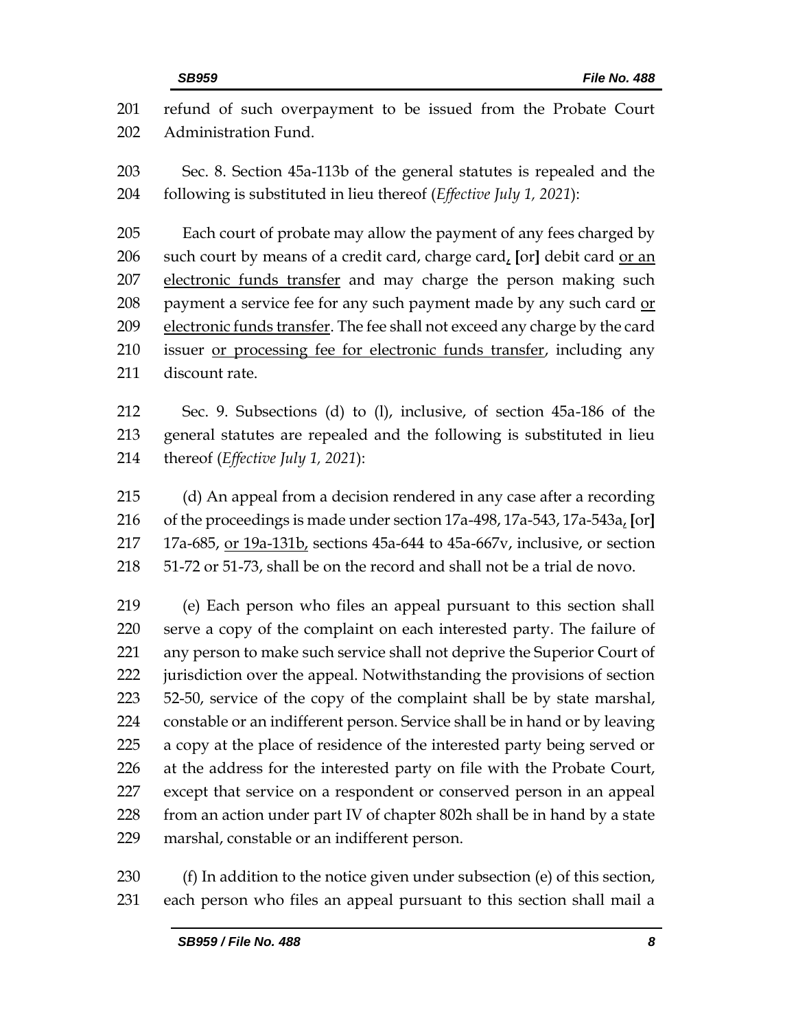refund of such overpayment to be issued from the Probate Court Administration Fund.

Sec. 8. Section 45a-113b of the general statutes is repealed and the following is substituted in lieu thereof (*Effective July 1, 2021*):

Each court of probate may allow the payment of any fees charged by such court by means of a credit card, charge card, [or] debit card or an electronic funds transfer and may charge the person making such payment a service fee for any such payment made by any such card or electronic funds transfer. The fee shall not exceed any charge by the card issuer or processing fee for electronic funds transfer, including any discount rate.

Sec. 9. Subsections (d) to (l), inclusive, of section 45a-186 of the general statutes are repealed and the following is substituted in lieu thereof (*Effective July 1, 2021*):

(d) An appeal from a decision rendered in any case after a recording of the proceedings is made under section 17a-498, 17a-543, 17a-543a, [or] 17a-685, or 19a-131b, sections 45a-644 to 45a-667v, inclusive, or section 51-72 or 51-73, shall be on the record and shall not be a trial de novo.

(e) Each person who files an appeal pursuant to this section shall serve a copy of the complaint on each interested party. The failure of any person to make such service shall not deprive the Superior Court of jurisdiction over the appeal. Notwithstanding the provisions of section 52-50, service of the copy of the complaint shall be by state marshal, constable or an indifferent person. Service shall be in hand or by leaving a copy at the place of residence of the interested party being served or at the address for the interested party on file with the Probate Court, except that service on a respondent or conserved person in an appeal from an action under part IV of chapter 802h shall be in hand by a state marshal, constable or an indifferent person.

(f) In addition to the notice given under subsection (e) of this section, each person who files an appeal pursuant to this section shall mail a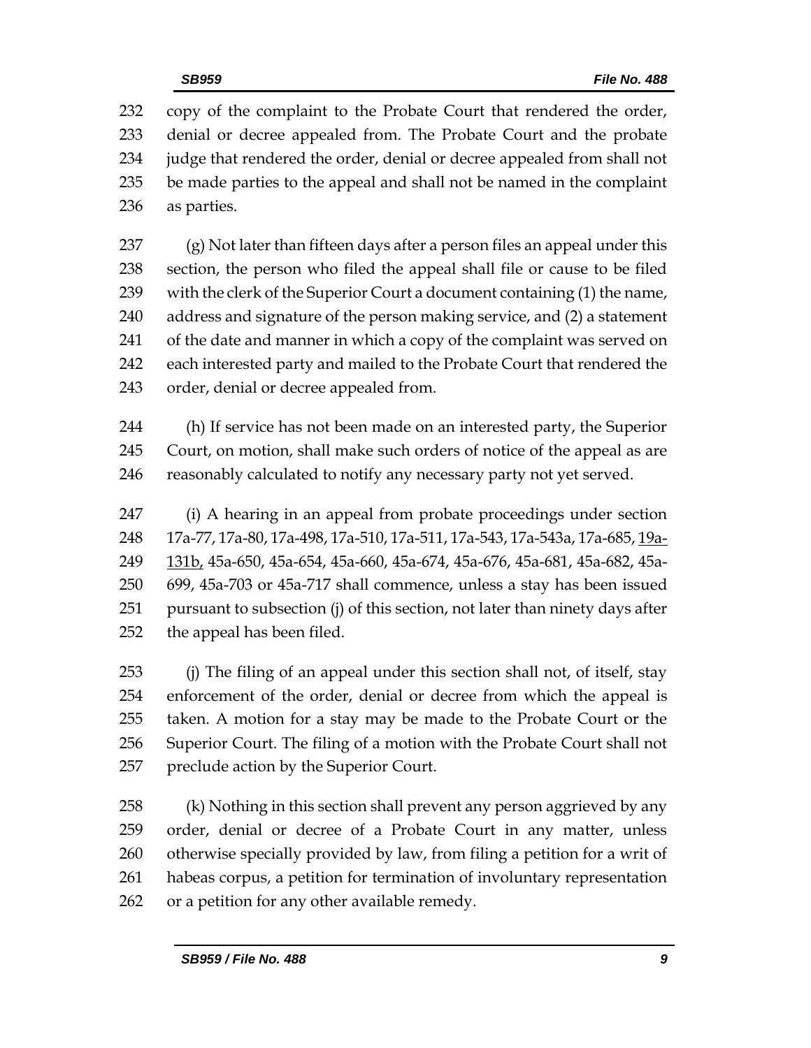copy of the complaint to the Probate Court that rendered the order, denial or decree appealed from. The Probate Court and the probate judge that rendered the order, denial or decree appealed from shall not be made parties to the appeal and shall not be named in the complaint as parties.

(g) Not later than fifteen days after a person files an appeal under this section, the person who filed the appeal shall file or cause to be filed with the clerk of the Superior Court a document containing (1) the name, address and signature of the person making service, and (2) a statement of the date and manner in which a copy of the complaint was served on each interested party and mailed to the Probate Court that rendered the order, denial or decree appealed from.

(h) If service has not been made on an interested party, the Superior Court, on motion, shall make such orders of notice of the appeal as are reasonably calculated to notify any necessary party not yet served.

(i) A hearing in an appeal from probate proceedings under section 17a-77, 17a-80, 17a-498, 17a-510, 17a-511, 17a-543, 17a-543a, 17a-685, <u>19a-131b,</u> 45a-650, 45a-654, 45a-660, 45a-674, 45a-676, 45a-681, 45a-682, 45a-699, 45a-703 or 45a-717 shall commence, unless a stay has been issued pursuant to subsection (j) of this section, not later than ninety days after the appeal has been filed.

(j) The filing of an appeal under this section shall not, of itself, stay enforcement of the order, denial or decree from which the appeal is taken. A motion for a stay may be made to the Probate Court or the Superior Court. The filing of a motion with the Probate Court shall not preclude action by the Superior Court.

(k) Nothing in this section shall prevent any person aggrieved by any order, denial or decree of a Probate Court in any matter, unless otherwise specially provided by law, from filing a petition for a writ of habeas corpus, a petition for termination of involuntary representation or a petition for any other available remedy.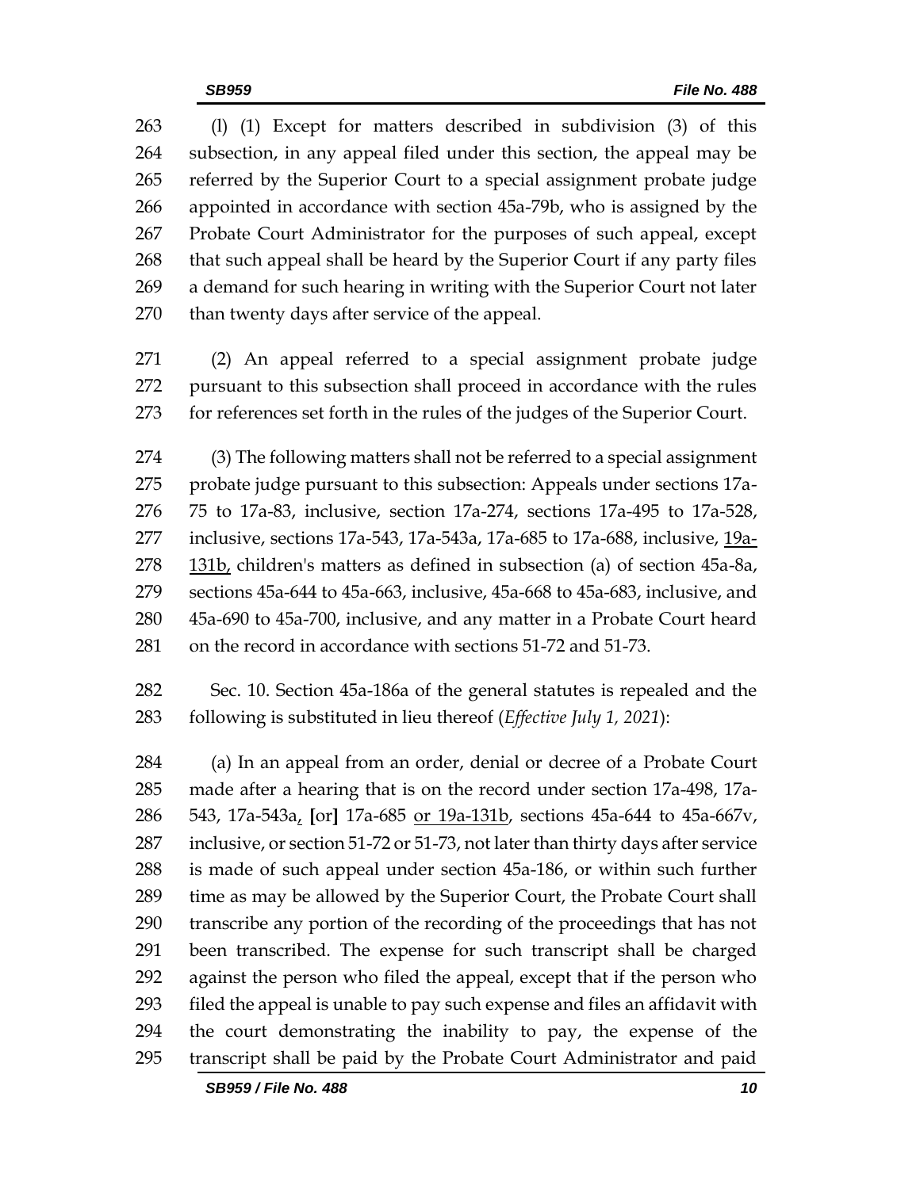(l) (1) Except for matters described in subdivision (3) of this subsection, in any appeal filed under this section, the appeal may be referred by the Superior Court to a special assignment probate judge appointed in accordance with section 45a-79b, who is assigned by the Probate Court Administrator for the purposes of such appeal, except that such appeal shall be heard by the Superior Court if any party files a demand for such hearing in writing with the Superior Court not later than twenty days after service of the appeal.

(2) An appeal referred to a special assignment probate judge pursuant to this subsection shall proceed in accordance with the rules for references set forth in the rules of the judges of the Superior Court.

(3) The following matters shall not be referred to a special assignment probate judge pursuant to this subsection: Appeals under sections 17a-75 to 17a-83, inclusive, section 17a-274, sections 17a-495 to 17a-528, inclusive, sections 17a-543, 17a-543a, 17a-685 to 17a-688, inclusive, 19a-131b, children's matters as defined in subsection (a) of section 45a-8a, sections 45a-644 to 45a-663, inclusive, 45a-668 to 45a-683, inclusive, and 45a-690 to 45a-700, inclusive, and any matter in a Probate Court heard on the record in accordance with sections 51-72 and 51-73.

Sec. 10. Section 45a-186a of the general statutes is repealed and the following is substituted in lieu thereof (*Effective July 1, 2021*):

(a) In an appeal from an order, denial or decree of a Probate Court made after a hearing that is on the record under section 17a-498, 17a-543, 17a-543a, [or] 17a-685 or 19a-131b, sections 45a-644 to 45a-667v, inclusive, or section 51-72 or 51-73, not later than thirty days after service is made of such appeal under section 45a-186, or within such further time as may be allowed by the Superior Court, the Probate Court shall transcribe any portion of the recording of the proceedings that has not been transcribed. The expense for such transcript shall be charged against the person who filed the appeal, except that if the person who filed the appeal is unable to pay such expense and files an affidavit with the court demonstrating the inability to pay, the expense of the transcript shall be paid by the Probate Court Administrator and paid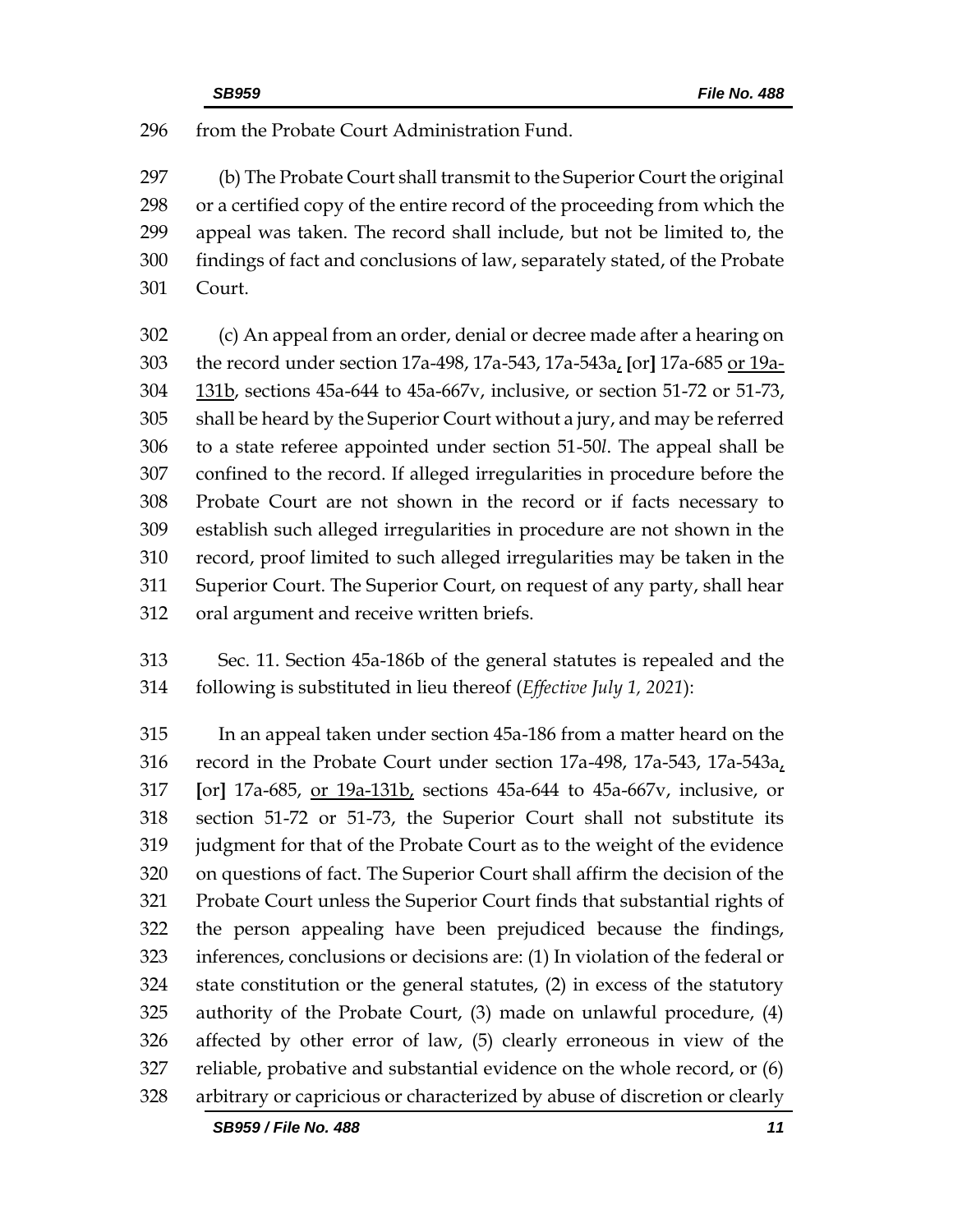296 from the Probate Court Administration Fund.

297 (b) The Probate Court shall transmit to the Superior Court the original
298 or a certified copy of the entire record of the proceeding from which the
299 appeal was taken. The record shall include, but not be limited to, the
300 findings of fact and conclusions of law, separately stated, of the Probate
301 Court.

302 (c) An appeal from an order, denial or decree made after a hearing on
303 the record under section 17a-498, 17a-543, 17a-543a<u>,</u> **[**or**]** 17a-685 <u>or 19a-</u>
304 <u>131b</u>, sections 45a-644 to 45a-667v, inclusive, or section 51-72 or 51-73,
305 shall be heard by the Superior Court without a jury, and may be referred
306 to a state referee appointed under section 51-50*l*. The appeal shall be
307 confined to the record. If alleged irregularities in procedure before the
308 Probate Court are not shown in the record or if facts necessary to
309 establish such alleged irregularities in procedure are not shown in the
310 record, proof limited to such alleged irregularities may be taken in the
311 Superior Court. The Superior Court, on request of any party, shall hear
312 oral argument and receive written briefs.

313 Sec. 11. Section 45a-186b of the general statutes is repealed and the
314 following is substituted in lieu thereof (*Effective July 1, 2021*):

315 In an appeal taken under section 45a-186 from a matter heard on the
316 record in the Probate Court under section 17a-498, 17a-543, 17a-543a<u>,</u>
317 **[**or**]** 17a-685, <u>or 19a-131b,</u> sections 45a-644 to 45a-667v, inclusive, or
318 section 51-72 or 51-73, the Superior Court shall not substitute its
319 judgment for that of the Probate Court as to the weight of the evidence
320 on questions of fact. The Superior Court shall affirm the decision of the
321 Probate Court unless the Superior Court finds that substantial rights of
322 the person appealing have been prejudiced because the findings,
323 inferences, conclusions or decisions are: (1) In violation of the federal or
324 state constitution or the general statutes, (2) in excess of the statutory
325 authority of the Probate Court, (3) made on unlawful procedure, (4)
326 affected by other error of law, (5) clearly erroneous in view of the
327 reliable, probative and substantial evidence on the whole record, or (6)
328 arbitrary or capricious or characterized by abuse of discretion or clearly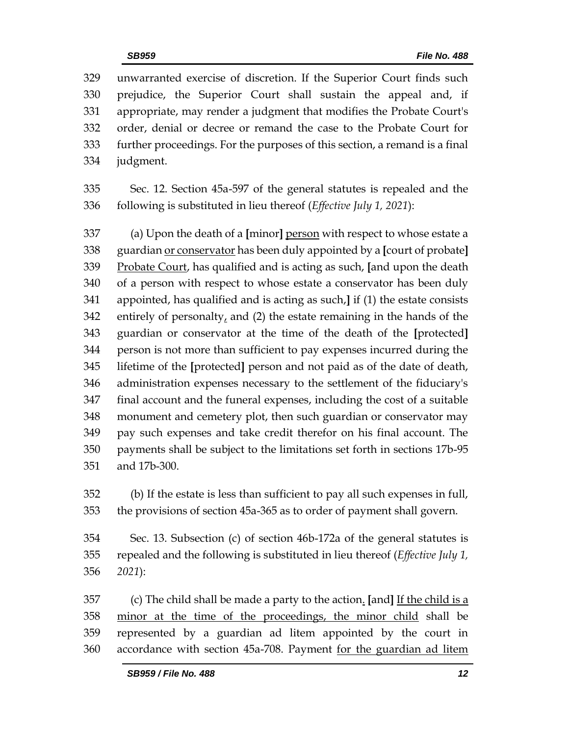329 unwarranted exercise of discretion. If the Superior Court finds such
330 prejudice, the Superior Court shall sustain the appeal and, if
331 appropriate, may render a judgment that modifies the Probate Court's
332 order, denial or decree or remand the case to the Probate Court for
333 further proceedings. For the purposes of this section, a remand is a final
334 judgment.

335 Sec. 12. Section 45a-597 of the general statutes is repealed and the
336 following is substituted in lieu thereof (*Effective July 1, 2021*):

337 (a) Upon the death of a **[**minor**]** <u>person</u> with respect to whose estate a
338 guardian <u>or conservator</u> has been duly appointed by a **[**court of probate**]**
339 <u>Probate Court</u>, has qualified and is acting as such, **[**and upon the death
340 of a person with respect to whose estate a conservator has been duly
341 appointed, has qualified and is acting as such,**]** if (1) the estate consists
342 entirely of personalty<u>,</u> and (2) the estate remaining in the hands of the
343 guardian or conservator at the time of the death of the **[**protected**]**
344 person is not more than sufficient to pay expenses incurred during the
345 lifetime of the **[**protected**]** person and not paid as of the date of death,
346 administration expenses necessary to the settlement of the fiduciary's
347 final account and the funeral expenses, including the cost of a suitable
348 monument and cemetery plot, then such guardian or conservator may
349 pay such expenses and take credit therefor on his final account. The
350 payments shall be subject to the limitations set forth in sections 17b-95
351 and 17b-300.

352 (b) If the estate is less than sufficient to pay all such expenses in full,
353 the provisions of section 45a-365 as to order of payment shall govern.

354 Sec. 13. Subsection (c) of section 46b-172a of the general statutes is
355 repealed and the following is substituted in lieu thereof (*Effective July 1,*
356 *2021*):

357 (c) The child shall be made a party to the action<u>.</u> **[**and**]** <u>If the child is a</u>
358 <u>minor at the time of the proceedings, the minor child</u> shall be
359 represented by a guardian ad litem appointed by the court in
360 accordance with section 45a-708. Payment <u>for the guardian ad litem</u>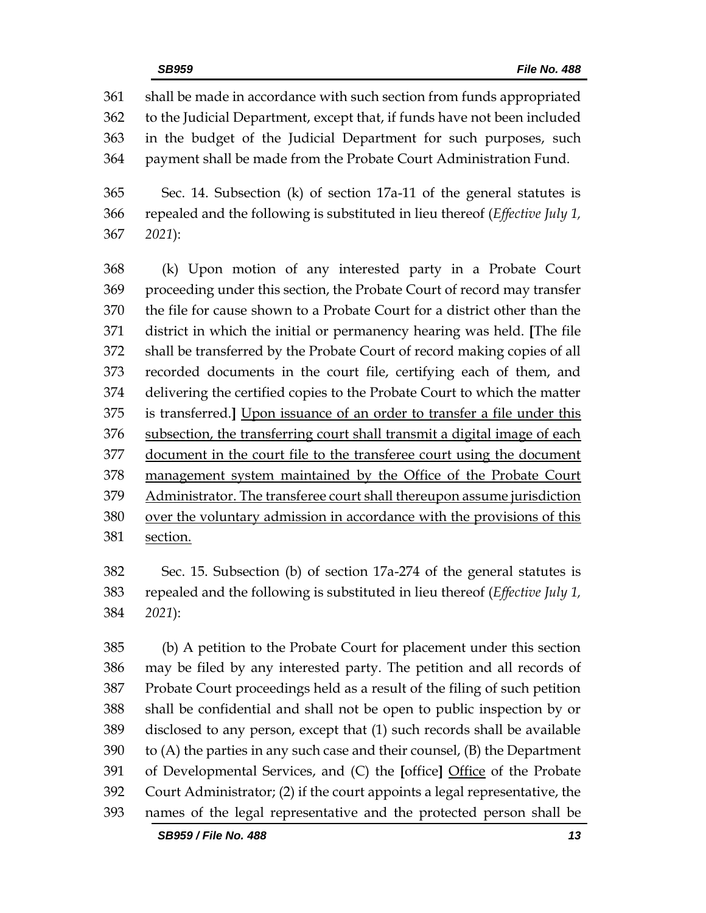shall be made in accordance with such section from funds appropriated to the Judicial Department, except that, if funds have not been included in the budget of the Judicial Department for such purposes, such payment shall be made from the Probate Court Administration Fund.

Sec. 14. Subsection (k) of section 17a-11 of the general statutes is repealed and the following is substituted in lieu thereof (*Effective July 1, 2021*):

(k) Upon motion of any interested party in a Probate Court proceeding under this section, the Probate Court of record may transfer the file for cause shown to a Probate Court for a district other than the district in which the initial or permanency hearing was held. **[**The file shall be transferred by the Probate Court of record making copies of all recorded documents in the court file, certifying each of them, and delivering the certified copies to the Probate Court to which the matter is transferred.**]** <u>Upon issuance of an order to transfer a file under this subsection, the transferring court shall transmit a digital image of each document in the court file to the transferee court using the document management system maintained by the Office of the Probate Court Administrator. The transferee court shall thereupon assume jurisdiction over the voluntary admission in accordance with the provisions of this section.</u>

Sec. 15. Subsection (b) of section 17a-274 of the general statutes is repealed and the following is substituted in lieu thereof (*Effective July 1, 2021*):

(b) A petition to the Probate Court for placement under this section may be filed by any interested party. The petition and all records of Probate Court proceedings held as a result of the filing of such petition shall be confidential and shall not be open to public inspection by or disclosed to any person, except that (1) such records shall be available to (A) the parties in any such case and their counsel, (B) the Department of Developmental Services, and (C) the **[**office**]** <u>Office</u> of the Probate Court Administrator; (2) if the court appoints a legal representative, the names of the legal representative and the protected person shall be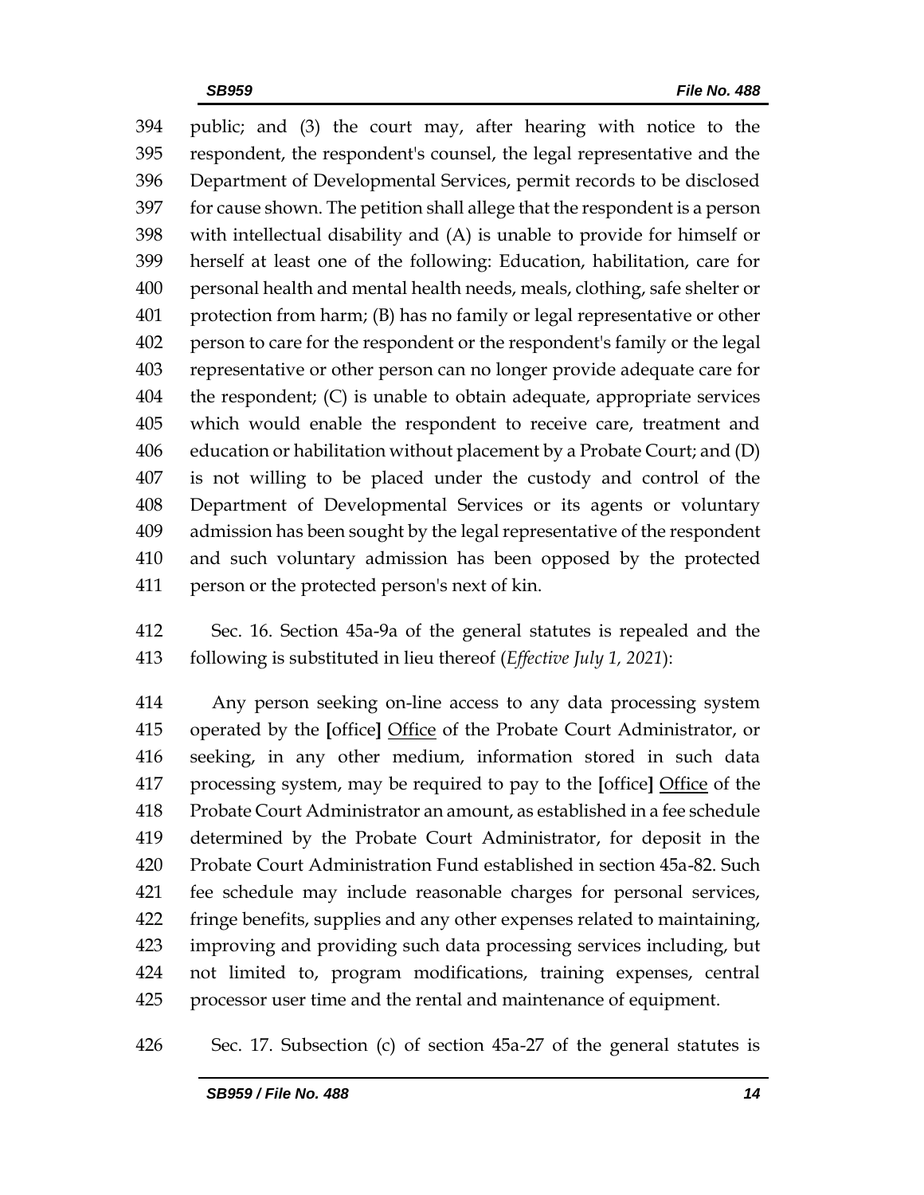394 public; and (3) the court may, after hearing with notice to the
395 respondent, the respondent's counsel, the legal representative and the
396 Department of Developmental Services, permit records to be disclosed
397 for cause shown. The petition shall allege that the respondent is a person
398 with intellectual disability and (A) is unable to provide for himself or
399 herself at least one of the following: Education, habilitation, care for
400 personal health and mental health needs, meals, clothing, safe shelter or
401 protection from harm; (B) has no family or legal representative or other
402 person to care for the respondent or the respondent's family or the legal
403 representative or other person can no longer provide adequate care for
404 the respondent; (C) is unable to obtain adequate, appropriate services
405 which would enable the respondent to receive care, treatment and
406 education or habilitation without placement by a Probate Court; and (D)
407 is not willing to be placed under the custody and control of the
408 Department of Developmental Services or its agents or voluntary
409 admission has been sought by the legal representative of the respondent
410 and such voluntary admission has been opposed by the protected
411 person or the protected person's next of kin.

412 Sec. 16. Section 45a-9a of the general statutes is repealed and the
413 following is substituted in lieu thereof (*Effective July 1, 2021*):

414 Any person seeking on-line access to any data processing system
415 operated by the **[**office**]** <u>Office</u> of the Probate Court Administrator, or
416 seeking, in any other medium, information stored in such data
417 processing system, may be required to pay to the **[**office**]** <u>Office</u> of the
418 Probate Court Administrator an amount, as established in a fee schedule
419 determined by the Probate Court Administrator, for deposit in the
420 Probate Court Administration Fund established in section 45a-82. Such
421 fee schedule may include reasonable charges for personal services,
422 fringe benefits, supplies and any other expenses related to maintaining,
423 improving and providing such data processing services including, but
424 not limited to, program modifications, training expenses, central
425 processor user time and the rental and maintenance of equipment.

426 Sec. 17. Subsection (c) of section 45a-27 of the general statutes is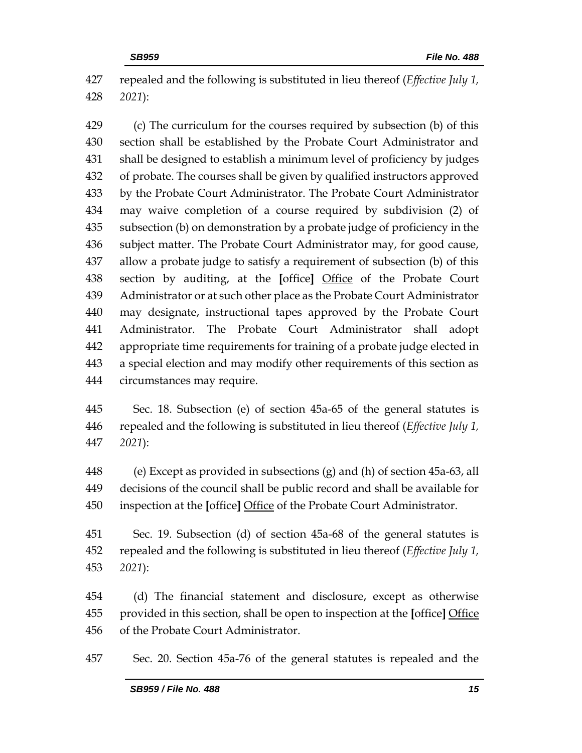427 repealed and the following is substituted in lieu thereof (*Effective July 1,*
428 *2021*):

429 (c) The curriculum for the courses required by subsection (b) of this
430 section shall be established by the Probate Court Administrator and
431 shall be designed to establish a minimum level of proficiency by judges
432 of probate. The courses shall be given by qualified instructors approved
433 by the Probate Court Administrator. The Probate Court Administrator
434 may waive completion of a course required by subdivision (2) of
435 subsection (b) on demonstration by a probate judge of proficiency in the
436 subject matter. The Probate Court Administrator may, for good cause,
437 allow a probate judge to satisfy a requirement of subsection (b) of this
438 section by auditing, at the **[**office**]** <u>Office</u> of the Probate Court
439 Administrator or at such other place as the Probate Court Administrator
440 may designate, instructional tapes approved by the Probate Court
441 Administrator. The Probate Court Administrator shall adopt
442 appropriate time requirements for training of a probate judge elected in
443 a special election and may modify other requirements of this section as
444 circumstances may require.

445 Sec. 18. Subsection (e) of section 45a-65 of the general statutes is
446 repealed and the following is substituted in lieu thereof (*Effective July 1,*
447 *2021*):

448 (e) Except as provided in subsections (g) and (h) of section 45a-63, all
449 decisions of the council shall be public record and shall be available for
450 inspection at the **[**office**]** <u>Office</u> of the Probate Court Administrator.

451 Sec. 19. Subsection (d) of section 45a-68 of the general statutes is
452 repealed and the following is substituted in lieu thereof (*Effective July 1,*
453 *2021*):

454 (d) The financial statement and disclosure, except as otherwise
455 provided in this section, shall be open to inspection at the **[**office**]** <u>Office</u>
456 of the Probate Court Administrator.

457 Sec. 20. Section 45a-76 of the general statutes is repealed and the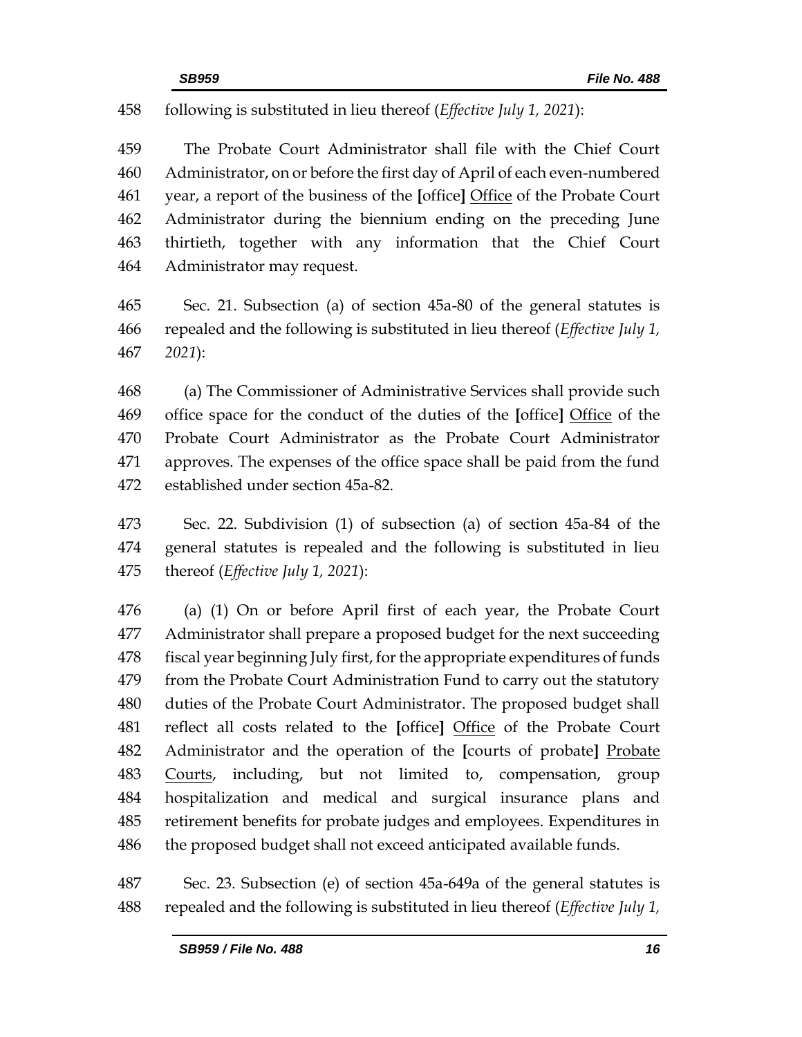458 following is substituted in lieu thereof (*Effective July 1, 2021*):

459 The Probate Court Administrator shall file with the Chief Court
460 Administrator, on or before the first day of April of each even-numbered
461 year, a report of the business of the [office] Office of the Probate Court
462 Administrator during the biennium ending on the preceding June
463 thirtieth, together with any information that the Chief Court
464 Administrator may request.

465 Sec. 21. Subsection (a) of section 45a-80 of the general statutes is
466 repealed and the following is substituted in lieu thereof (*Effective July 1,*
467 *2021*):

468 (a) The Commissioner of Administrative Services shall provide such
469 office space for the conduct of the duties of the [office] Office of the
470 Probate Court Administrator as the Probate Court Administrator
471 approves. The expenses of the office space shall be paid from the fund
472 established under section 45a-82.

473 Sec. 22. Subdivision (1) of subsection (a) of section 45a-84 of the
474 general statutes is repealed and the following is substituted in lieu
475 thereof (*Effective July 1, 2021*):

476 (a) (1) On or before April first of each year, the Probate Court
477 Administrator shall prepare a proposed budget for the next succeeding
478 fiscal year beginning July first, for the appropriate expenditures of funds
479 from the Probate Court Administration Fund to carry out the statutory
480 duties of the Probate Court Administrator. The proposed budget shall
481 reflect all costs related to the [office] Office of the Probate Court
482 Administrator and the operation of the [courts of probate] Probate
483 Courts, including, but not limited to, compensation, group
484 hospitalization and medical and surgical insurance plans and
485 retirement benefits for probate judges and employees. Expenditures in
486 the proposed budget shall not exceed anticipated available funds.

487 Sec. 23. Subsection (e) of section 45a-649a of the general statutes is
488 repealed and the following is substituted in lieu thereof (*Effective July 1,*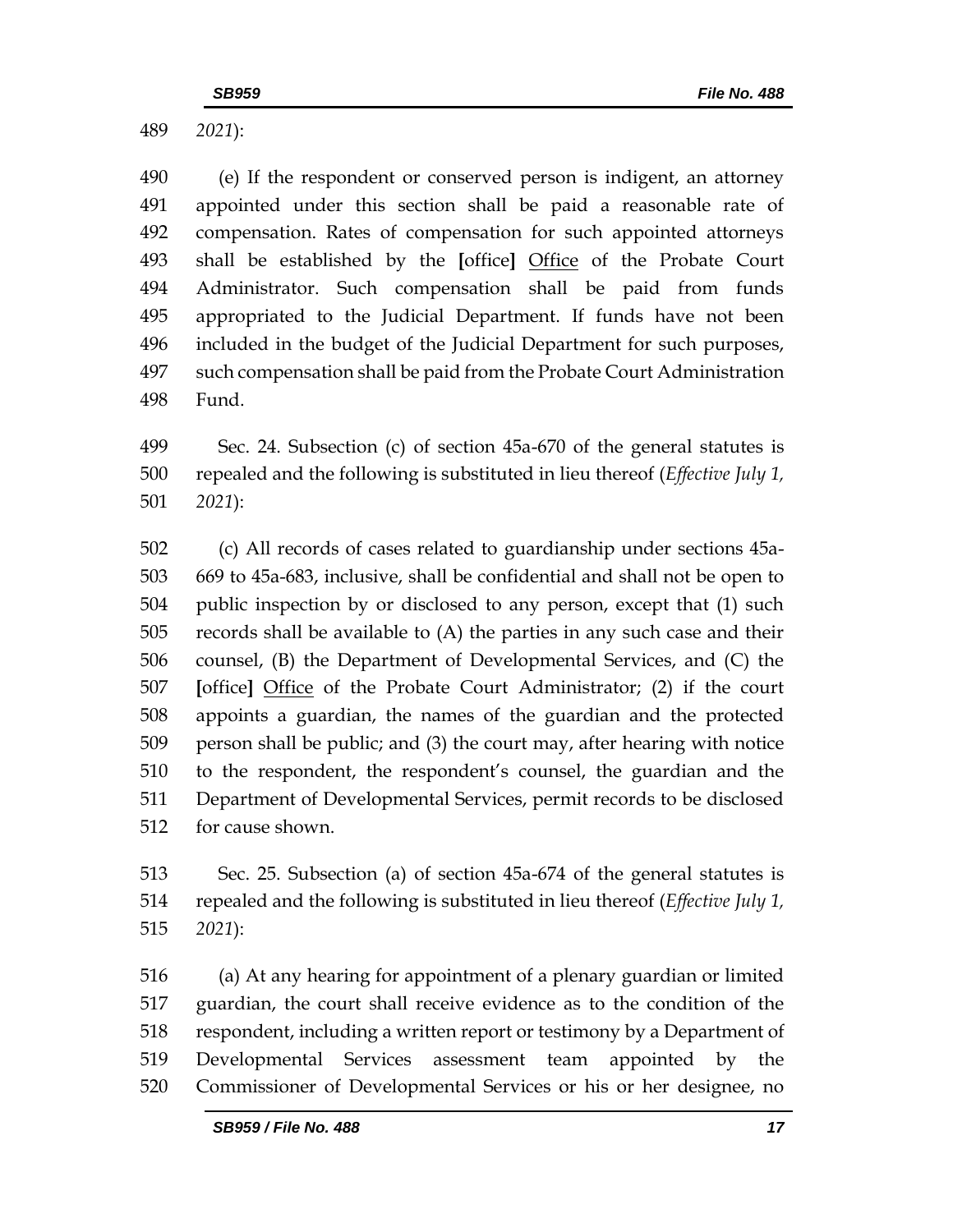2021):

(e) If the respondent or conserved person is indigent, an attorney appointed under this section shall be paid a reasonable rate of compensation. Rates of compensation for such appointed attorneys shall be established by the **[**office**]** Office of the Probate Court Administrator. Such compensation shall be paid from funds appropriated to the Judicial Department. If funds have not been included in the budget of the Judicial Department for such purposes, such compensation shall be paid from the Probate Court Administration Fund.

Sec. 24. Subsection (c) of section 45a-670 of the general statutes is repealed and the following is substituted in lieu thereof (*Effective July 1, 2021*):

(c) All records of cases related to guardianship under sections 45a-669 to 45a-683, inclusive, shall be confidential and shall not be open to public inspection by or disclosed to any person, except that (1) such records shall be available to (A) the parties in any such case and their counsel, (B) the Department of Developmental Services, and (C) the **[**office**]** Office of the Probate Court Administrator; (2) if the court appoints a guardian, the names of the guardian and the protected person shall be public; and (3) the court may, after hearing with notice to the respondent, the respondent's counsel, the guardian and the Department of Developmental Services, permit records to be disclosed for cause shown.

Sec. 25. Subsection (a) of section 45a-674 of the general statutes is repealed and the following is substituted in lieu thereof (*Effective July 1, 2021*):

(a) At any hearing for appointment of a plenary guardian or limited guardian, the court shall receive evidence as to the condition of the respondent, including a written report or testimony by a Department of Developmental Services assessment team appointed by the Commissioner of Developmental Services or his or her designee, no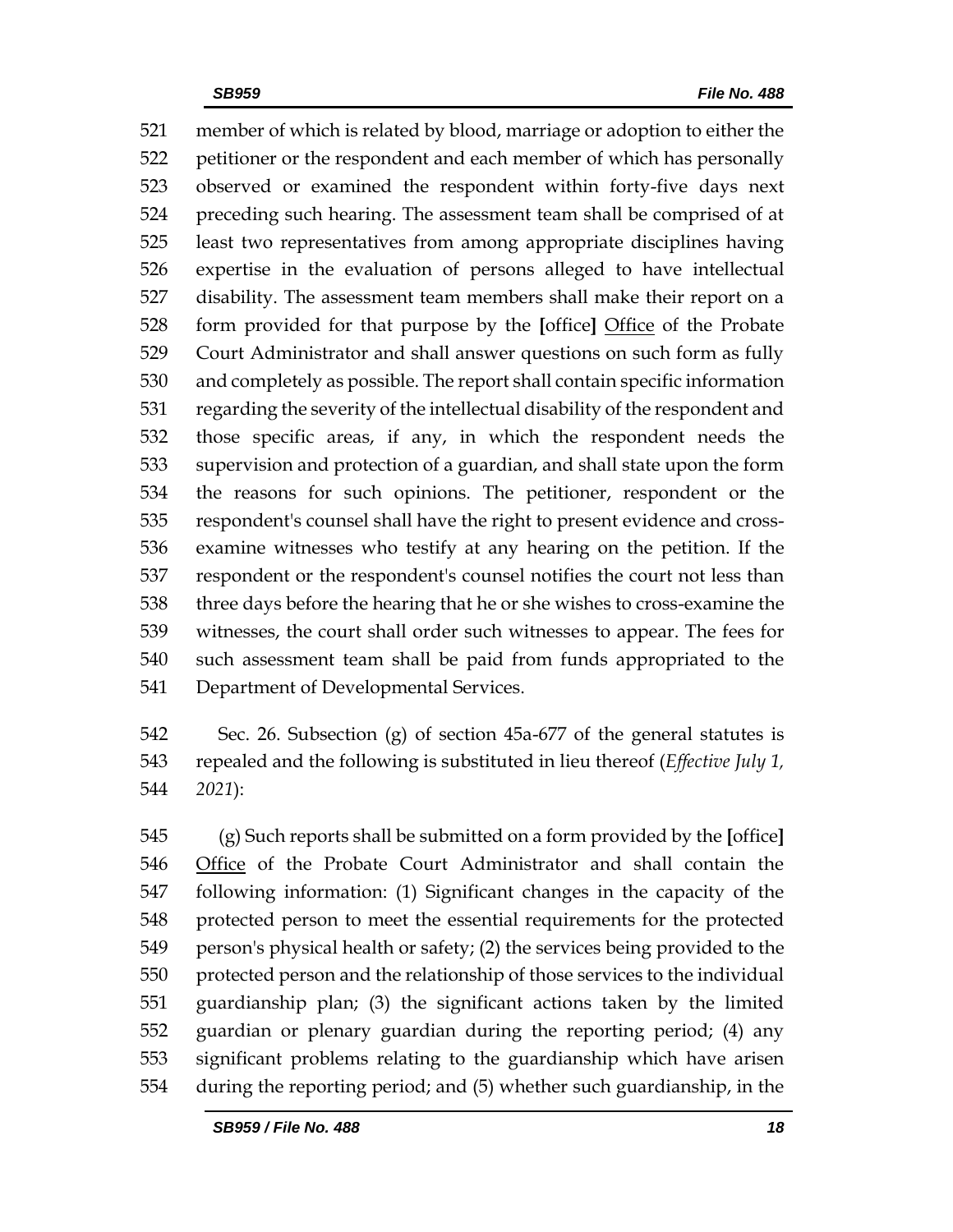member of which is related by blood, marriage or adoption to either the petitioner or the respondent and each member of which has personally observed or examined the respondent within forty-five days next preceding such hearing. The assessment team shall be comprised of at least two representatives from among appropriate disciplines having expertise in the evaluation of persons alleged to have intellectual disability. The assessment team members shall make their report on a form provided for that purpose by the [office] <u>Office</u> of the Probate Court Administrator and shall answer questions on such form as fully and completely as possible. The report shall contain specific information regarding the severity of the intellectual disability of the respondent and those specific areas, if any, in which the respondent needs the supervision and protection of a guardian, and shall state upon the form the reasons for such opinions. The petitioner, respondent or the respondent's counsel shall have the right to present evidence and cross-examine witnesses who testify at any hearing on the petition. If the respondent or the respondent's counsel notifies the court not less than three days before the hearing that he or she wishes to cross-examine the witnesses, the court shall order such witnesses to appear. The fees for such assessment team shall be paid from funds appropriated to the Department of Developmental Services.

Sec. 26. Subsection (g) of section 45a-677 of the general statutes is repealed and the following is substituted in lieu thereof (*Effective July 1, 2021*):

(g) Such reports shall be submitted on a form provided by the [office] <u>Office</u> of the Probate Court Administrator and shall contain the following information: (1) Significant changes in the capacity of the protected person to meet the essential requirements for the protected person's physical health or safety; (2) the services being provided to the protected person and the relationship of those services to the individual guardianship plan; (3) the significant actions taken by the limited guardian or plenary guardian during the reporting period; (4) any significant problems relating to the guardianship which have arisen during the reporting period; and (5) whether such guardianship, in the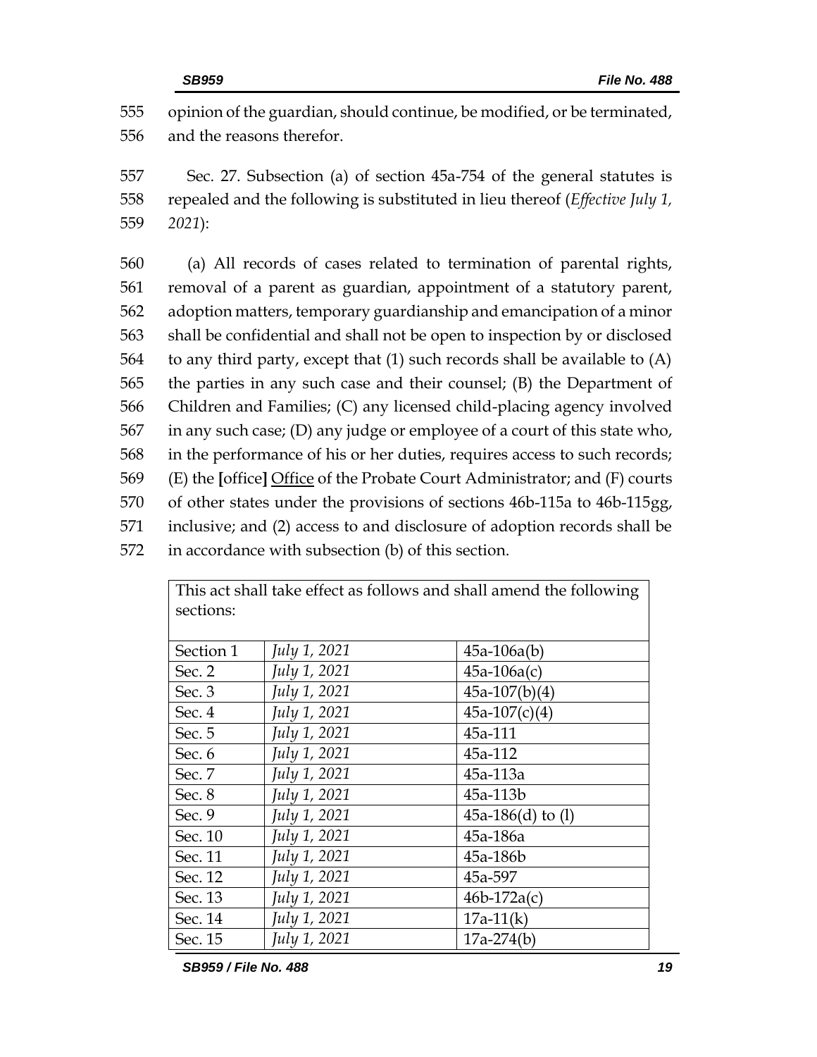opinion of the guardian, should continue, be modified, or be terminated, and the reasons therefor.

Sec. 27. Subsection (a) of section 45a-754 of the general statutes is repealed and the following is substituted in lieu thereof (*Effective July 1, 2021*):

(a) All records of cases related to termination of parental rights, removal of a parent as guardian, appointment of a statutory parent, adoption matters, temporary guardianship and emancipation of a minor shall be confidential and shall not be open to inspection by or disclosed to any third party, except that (1) such records shall be available to (A) the parties in any such case and their counsel; (B) the Department of Children and Families; (C) any licensed child-placing agency involved in any such case; (D) any judge or employee of a court of this state who, in the performance of his or her duties, requires access to such records; (E) the [office] Office of the Probate Court Administrator; and (F) courts of other states under the provisions of sections 46b-115a to 46b-115gg, inclusive; and (2) access to and disclosure of adoption records shall be in accordance with subsection (b) of this section.

| This act shall take effect as follows and shall amend the following sections: | | |
|---|---|---|
| Section 1 | *July 1, 2021* | 45a-106a(b) |
| Sec. 2 | *July 1, 2021* | 45a-106a(c) |
| Sec. 3 | *July 1, 2021* | 45a-107(b)(4) |
| Sec. 4 | *July 1, 2021* | 45a-107(c)(4) |
| Sec. 5 | *July 1, 2021* | 45a-111 |
| Sec. 6 | *July 1, 2021* | 45a-112 |
| Sec. 7 | *July 1, 2021* | 45a-113a |
| Sec. 8 | *July 1, 2021* | 45a-113b |
| Sec. 9 | *July 1, 2021* | 45a-186(d) to (l) |
| Sec. 10 | *July 1, 2021* | 45a-186a |
| Sec. 11 | *July 1, 2021* | 45a-186b |
| Sec. 12 | *July 1, 2021* | 45a-597 |
| Sec. 13 | *July 1, 2021* | 46b-172a(c) |
| Sec. 14 | *July 1, 2021* | 17a-11(k) |
| Sec. 15 | *July 1, 2021* | 17a-274(b) |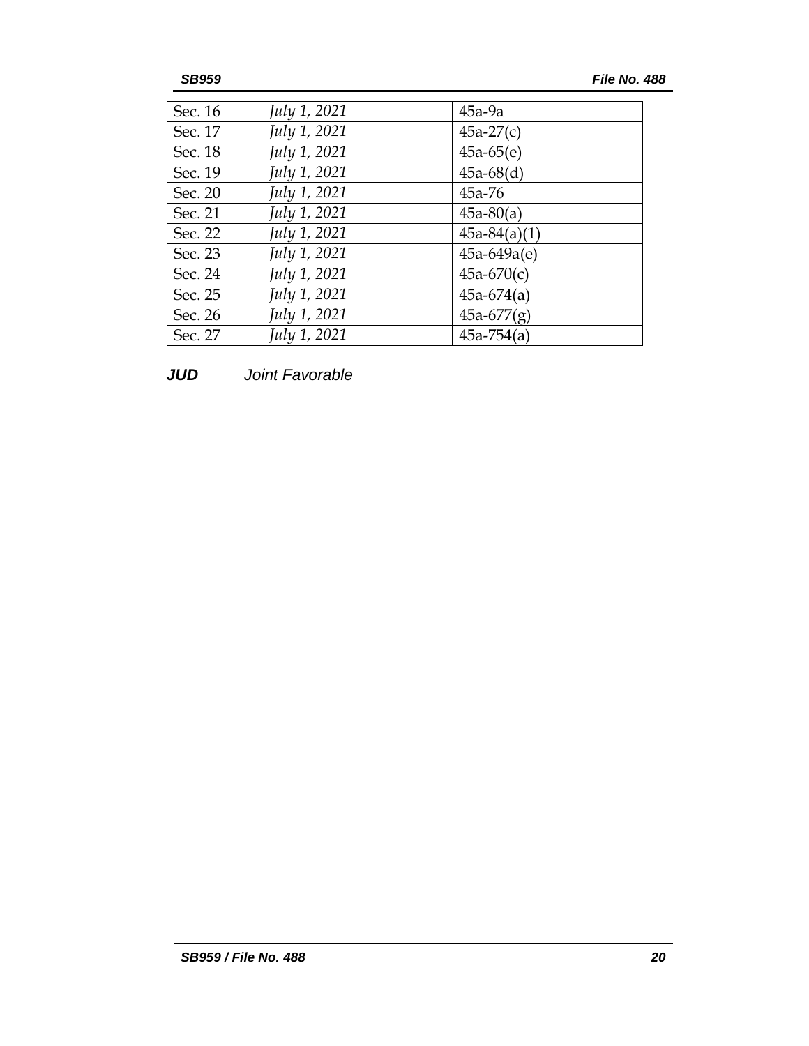| Sec. 16 | *July 1, 2021* | 45a-9a |
| --- | --- | --- |
| Sec. 17 | *July 1, 2021* | 45a-27(c) |
| Sec. 18 | *July 1, 2021* | 45a-65(e) |
| Sec. 19 | *July 1, 2021* | 45a-68(d) |
| Sec. 20 | *July 1, 2021* | 45a-76 |
| Sec. 21 | *July 1, 2021* | 45a-80(a) |
| Sec. 22 | *July 1, 2021* | 45a-84(a)(1) |
| Sec. 23 | *July 1, 2021* | 45a-649a(e) |
| Sec. 24 | *July 1, 2021* | 45a-670(c) |
| Sec. 25 | *July 1, 2021* | 45a-674(a) |
| Sec. 26 | *July 1, 2021* | 45a-677(g) |
| Sec. 27 | *July 1, 2021* | 45a-754(a) |

***JUD*** *Joint Favorable*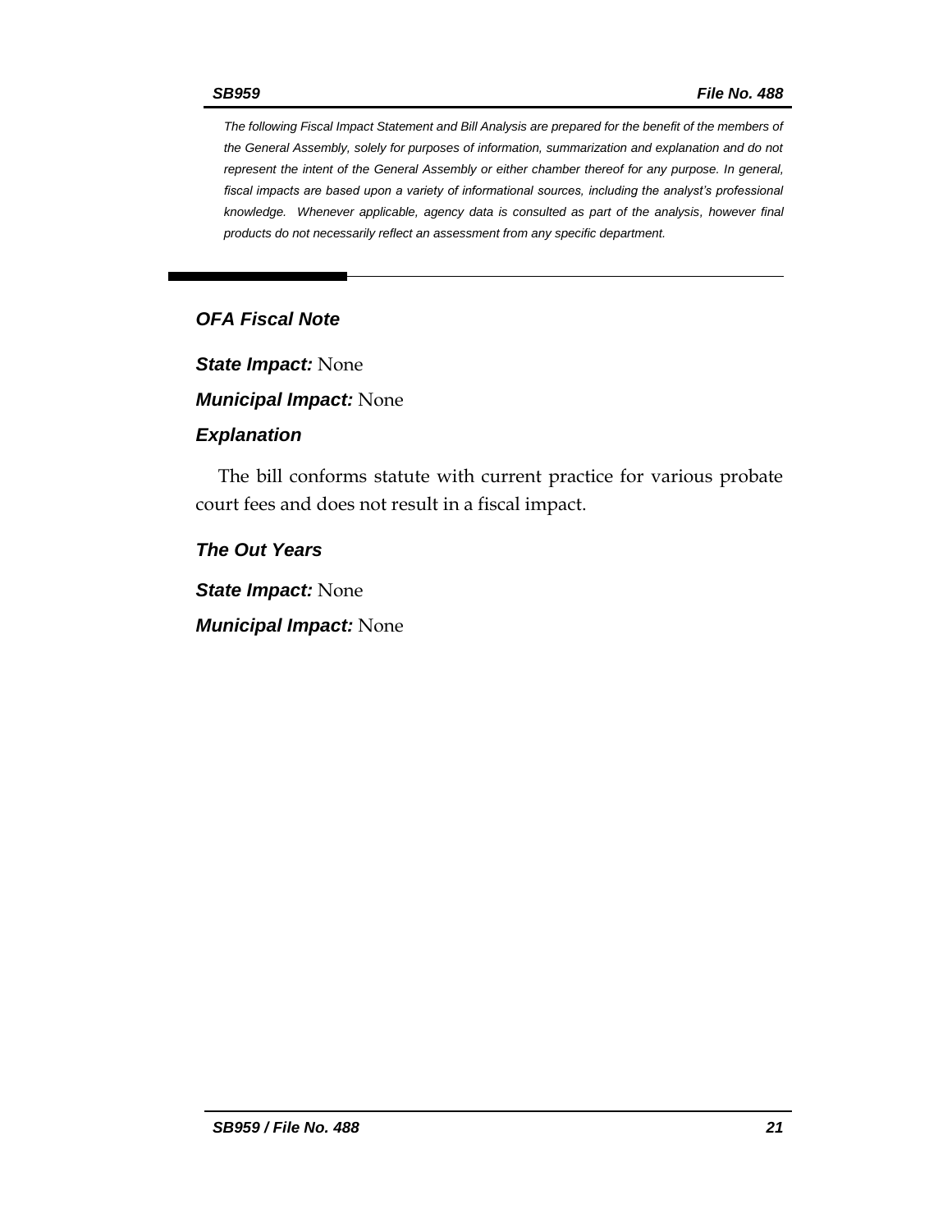*The following Fiscal Impact Statement and Bill Analysis are prepared for the benefit of the members of the General Assembly, solely for purposes of information, summarization and explanation and do not represent the intent of the General Assembly or either chamber thereof for any purpose. In general, fiscal impacts are based upon a variety of informational sources, including the analyst's professional knowledge. Whenever applicable, agency data is consulted as part of the analysis, however final products do not necessarily reflect an assessment from any specific department.*

---

## *OFA Fiscal Note*

***State Impact:*** None

***Municipal Impact:*** None

### *Explanation*

The bill conforms statute with current practice for various probate court fees and does not result in a fiscal impact.

### *The Out Years*

***State Impact:*** None

***Municipal Impact:*** None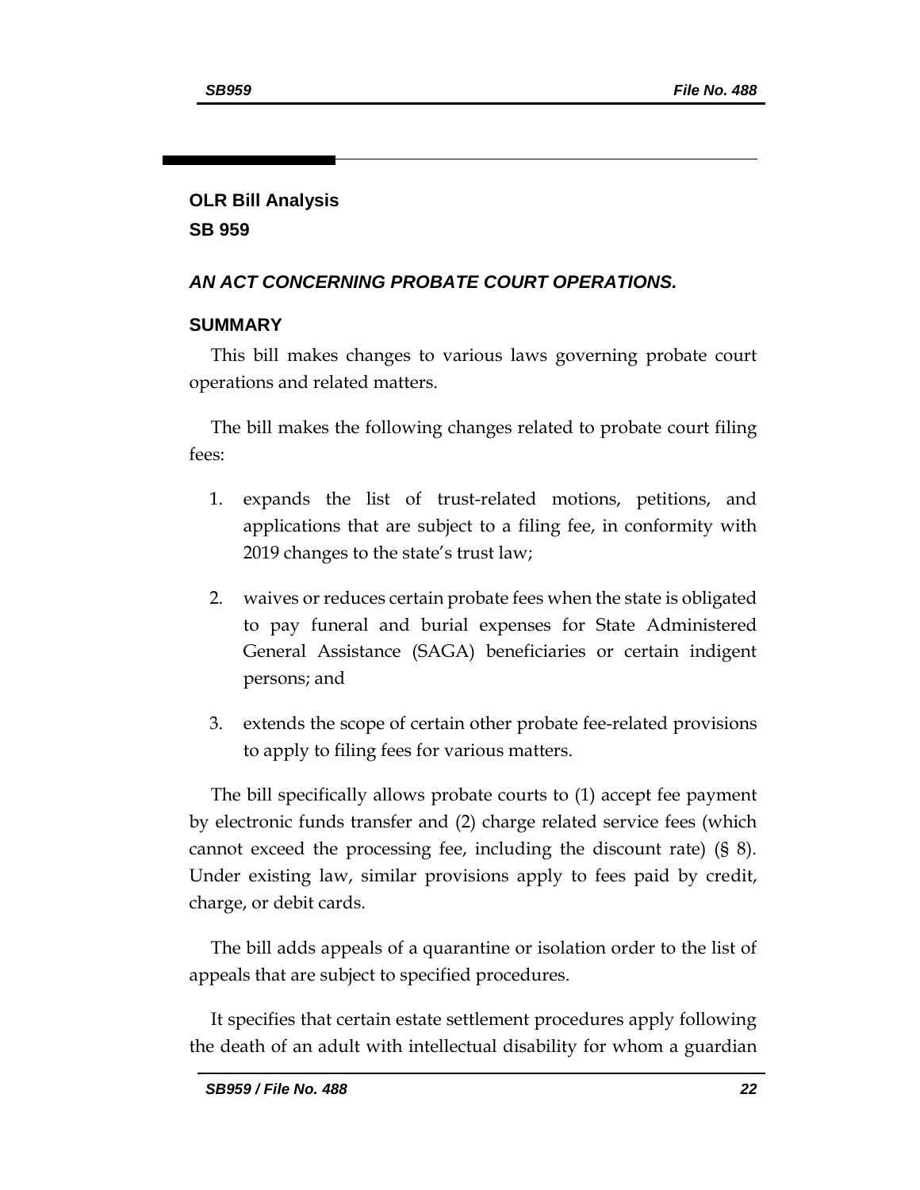## OLR Bill Analysis
## SB 959

### *AN ACT CONCERNING PROBATE COURT OPERATIONS.*

### SUMMARY

This bill makes changes to various laws governing probate court operations and related matters.

The bill makes the following changes related to probate court filing fees:

1. expands the list of trust-related motions, petitions, and applications that are subject to a filing fee, in conformity with 2019 changes to the state's trust law;
2. waives or reduces certain probate fees when the state is obligated to pay funeral and burial expenses for State Administered General Assistance (SAGA) beneficiaries or certain indigent persons; and
3. extends the scope of certain other probate fee-related provisions to apply to filing fees for various matters.

The bill specifically allows probate courts to (1) accept fee payment by electronic funds transfer and (2) charge related service fees (which cannot exceed the processing fee, including the discount rate) (§ 8). Under existing law, similar provisions apply to fees paid by credit, charge, or debit cards.

The bill adds appeals of a quarantine or isolation order to the list of appeals that are subject to specified procedures.

It specifies that certain estate settlement procedures apply following the death of an adult with intellectual disability for whom a guardian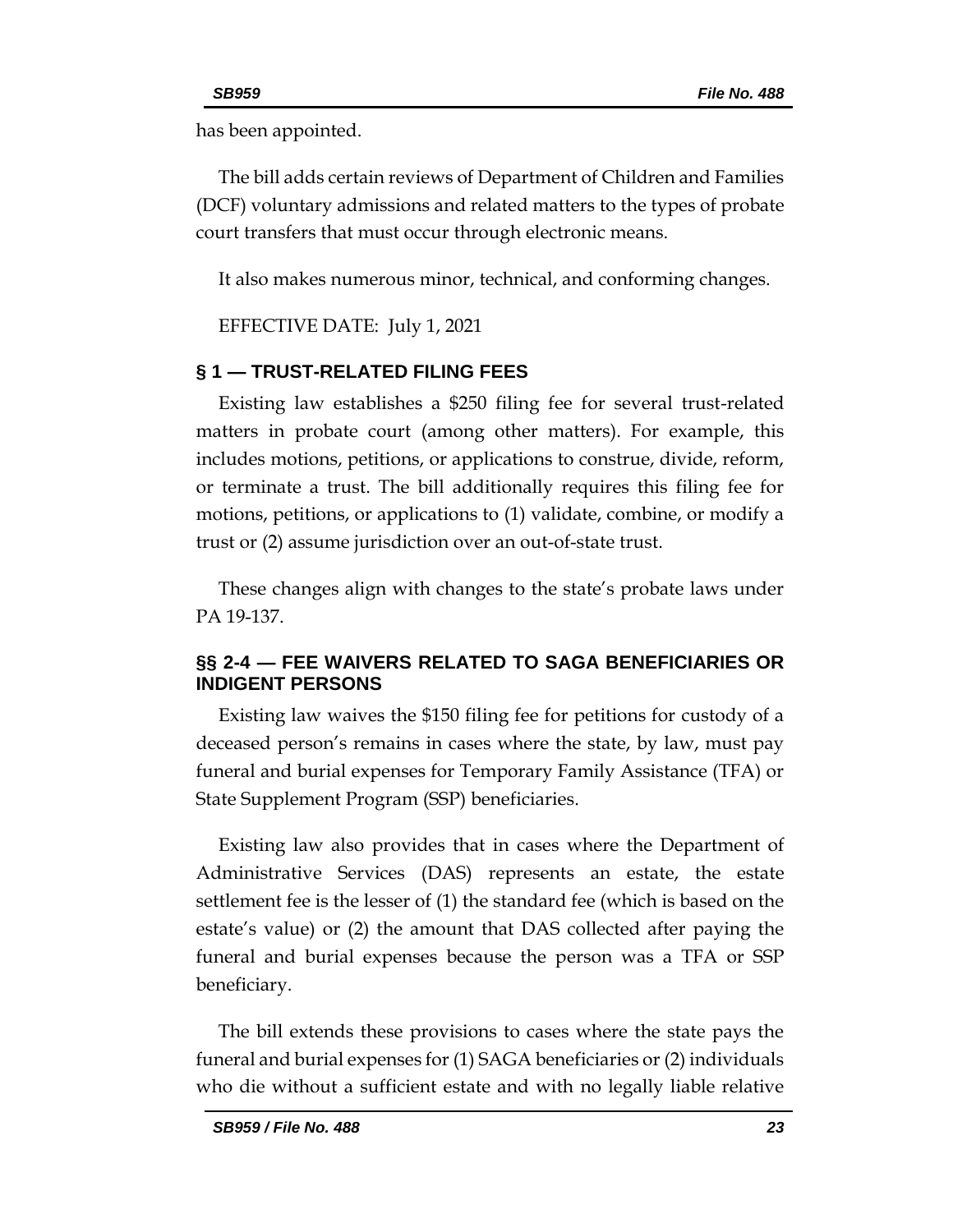has been appointed.

The bill adds certain reviews of Department of Children and Families (DCF) voluntary admissions and related matters to the types of probate court transfers that must occur through electronic means.

It also makes numerous minor, technical, and conforming changes.

EFFECTIVE DATE: July 1, 2021

## § 1 — TRUST-RELATED FILING FEES

Existing law establishes a $250 filing fee for several trust-related matters in probate court (among other matters). For example, this includes motions, petitions, or applications to construe, divide, reform, or terminate a trust. The bill additionally requires this filing fee for motions, petitions, or applications to (1) validate, combine, or modify a trust or (2) assume jurisdiction over an out-of-state trust.

These changes align with changes to the state's probate laws under PA 19-137.

## §§ 2-4 — FEE WAIVERS RELATED TO SAGA BENEFICIARIES OR INDIGENT PERSONS

Existing law waives the $150 filing fee for petitions for custody of a deceased person's remains in cases where the state, by law, must pay funeral and burial expenses for Temporary Family Assistance (TFA) or State Supplement Program (SSP) beneficiaries.

Existing law also provides that in cases where the Department of Administrative Services (DAS) represents an estate, the estate settlement fee is the lesser of (1) the standard fee (which is based on the estate's value) or (2) the amount that DAS collected after paying the funeral and burial expenses because the person was a TFA or SSP beneficiary.

The bill extends these provisions to cases where the state pays the funeral and burial expenses for (1) SAGA beneficiaries or (2) individuals who die without a sufficient estate and with no legally liable relative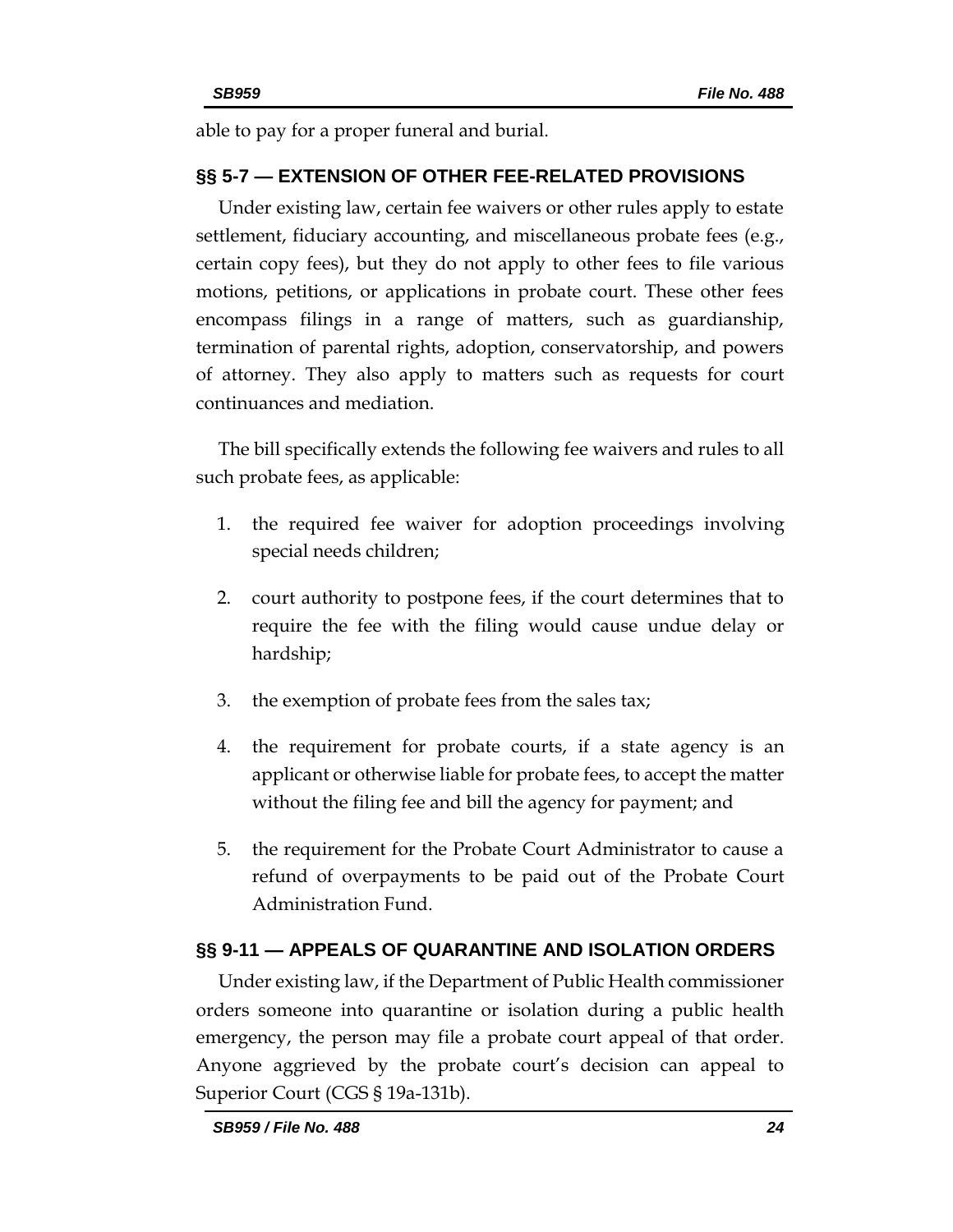able to pay for a proper funeral and burial.

## §§ 5-7 — EXTENSION OF OTHER FEE-RELATED PROVISIONS

Under existing law, certain fee waivers or other rules apply to estate settlement, fiduciary accounting, and miscellaneous probate fees (e.g., certain copy fees), but they do not apply to other fees to file various motions, petitions, or applications in probate court. These other fees encompass filings in a range of matters, such as guardianship, termination of parental rights, adoption, conservatorship, and powers of attorney. They also apply to matters such as requests for court continuances and mediation.

The bill specifically extends the following fee waivers and rules to all such probate fees, as applicable:

1. the required fee waiver for adoption proceedings involving special needs children;
2. court authority to postpone fees, if the court determines that to require the fee with the filing would cause undue delay or hardship;
3. the exemption of probate fees from the sales tax;
4. the requirement for probate courts, if a state agency is an applicant or otherwise liable for probate fees, to accept the matter without the filing fee and bill the agency for payment; and
5. the requirement for the Probate Court Administrator to cause a refund of overpayments to be paid out of the Probate Court Administration Fund.

## §§ 9-11 — APPEALS OF QUARANTINE AND ISOLATION ORDERS

Under existing law, if the Department of Public Health commissioner orders someone into quarantine or isolation during a public health emergency, the person may file a probate court appeal of that order. Anyone aggrieved by the probate court's decision can appeal to Superior Court (CGS § 19a-131b).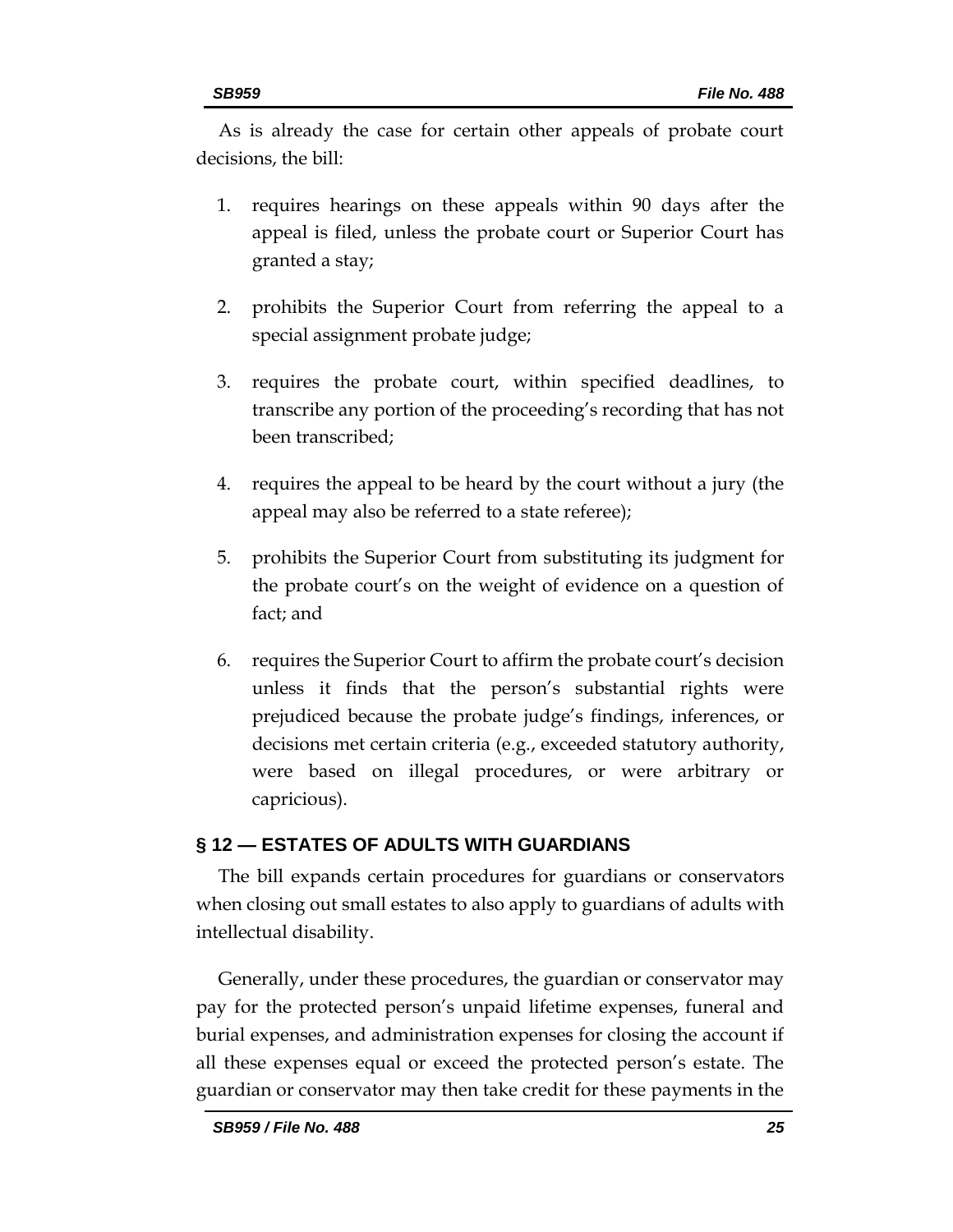As is already the case for certain other appeals of probate court decisions, the bill:

1. requires hearings on these appeals within 90 days after the appeal is filed, unless the probate court or Superior Court has granted a stay;
2. prohibits the Superior Court from referring the appeal to a special assignment probate judge;
3. requires the probate court, within specified deadlines, to transcribe any portion of the proceeding's recording that has not been transcribed;
4. requires the appeal to be heard by the court without a jury (the appeal may also be referred to a state referee);
5. prohibits the Superior Court from substituting its judgment for the probate court's on the weight of evidence on a question of fact; and
6. requires the Superior Court to affirm the probate court's decision unless it finds that the person's substantial rights were prejudiced because the probate judge's findings, inferences, or decisions met certain criteria (e.g., exceeded statutory authority, were based on illegal procedures, or were arbitrary or capricious).

## § 12 — ESTATES OF ADULTS WITH GUARDIANS

The bill expands certain procedures for guardians or conservators when closing out small estates to also apply to guardians of adults with intellectual disability.

Generally, under these procedures, the guardian or conservator may pay for the protected person's unpaid lifetime expenses, funeral and burial expenses, and administration expenses for closing the account if all these expenses equal or exceed the protected person's estate. The guardian or conservator may then take credit for these payments in the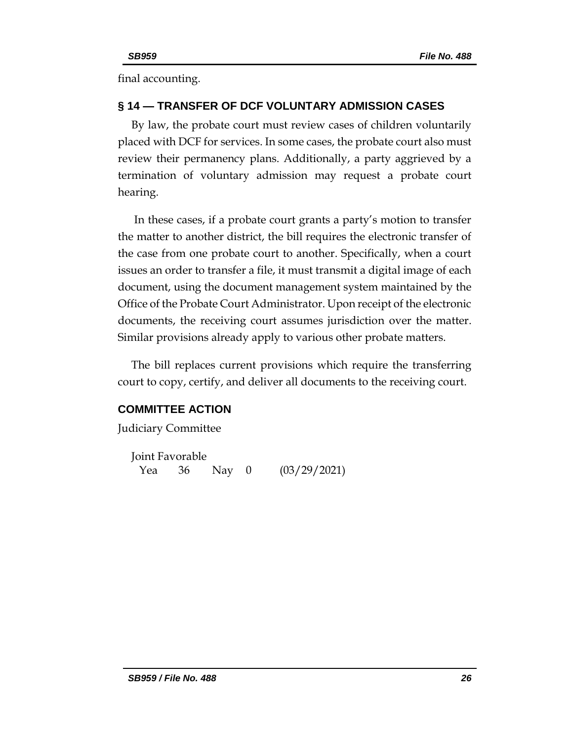final accounting.

## § 14 — TRANSFER OF DCF VOLUNTARY ADMISSION CASES

By law, the probate court must review cases of children voluntarily placed with DCF for services. In some cases, the probate court also must review their permanency plans. Additionally, a party aggrieved by a termination of voluntary admission may request a probate court hearing.

In these cases, if a probate court grants a party's motion to transfer the matter to another district, the bill requires the electronic transfer of the case from one probate court to another. Specifically, when a court issues an order to transfer a file, it must transmit a digital image of each document, using the document management system maintained by the Office of the Probate Court Administrator. Upon receipt of the electronic documents, the receiving court assumes jurisdiction over the matter. Similar provisions already apply to various other probate matters.

The bill replaces current provisions which require the transferring court to copy, certify, and deliver all documents to the receiving court.

## COMMITTEE ACTION

Judiciary Committee

Joint Favorable
Yea 36 Nay 0 (03/29/2021)